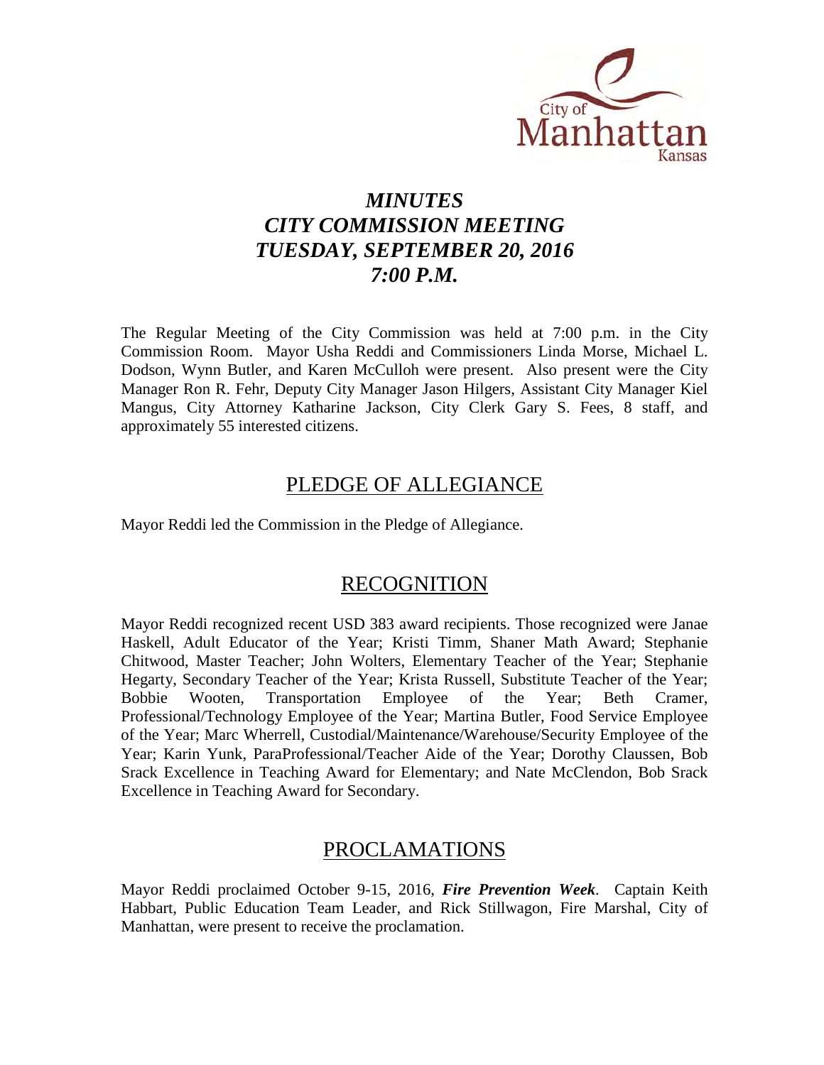City of Manhattan Kansas

# *MINUTES*
# *CITY COMMISSION MEETING*
# *TUESDAY, SEPTEMBER 20, 2016*
# *7:00 P.M.*

The Regular Meeting of the City Commission was held at 7:00 p.m. in the City Commission Room. Mayor Usha Reddi and Commissioners Linda Morse, Michael L. Dodson, Wynn Butler, and Karen McCulloh were present. Also present were the City Manager Ron R. Fehr, Deputy City Manager Jason Hilgers, Assistant City Manager Kiel Mangus, City Attorney Katharine Jackson, City Clerk Gary S. Fees, 8 staff, and approximately 55 interested citizens.

## PLEDGE OF ALLEGIANCE

Mayor Reddi led the Commission in the Pledge of Allegiance.

## RECOGNITION

Mayor Reddi recognized recent USD 383 award recipients. Those recognized were Janae Haskell, Adult Educator of the Year; Kristi Timm, Shaner Math Award; Stephanie Chitwood, Master Teacher; John Wolters, Elementary Teacher of the Year; Stephanie Hegarty, Secondary Teacher of the Year; Krista Russell, Substitute Teacher of the Year; Bobbie Wooten, Transportation Employee of the Year; Beth Cramer, Professional/Technology Employee of the Year; Martina Butler, Food Service Employee of the Year; Marc Wherrell, Custodial/Maintenance/Warehouse/Security Employee of the Year; Karin Yunk, ParaProfessional/Teacher Aide of the Year; Dorothy Claussen, Bob Srack Excellence in Teaching Award for Elementary; and Nate McClendon, Bob Srack Excellence in Teaching Award for Secondary.

## PROCLAMATIONS

Mayor Reddi proclaimed October 9-15, 2016, ***Fire Prevention Week***. Captain Keith Habbart, Public Education Team Leader, and Rick Stillwagon, Fire Marshal, City of Manhattan, were present to receive the proclamation.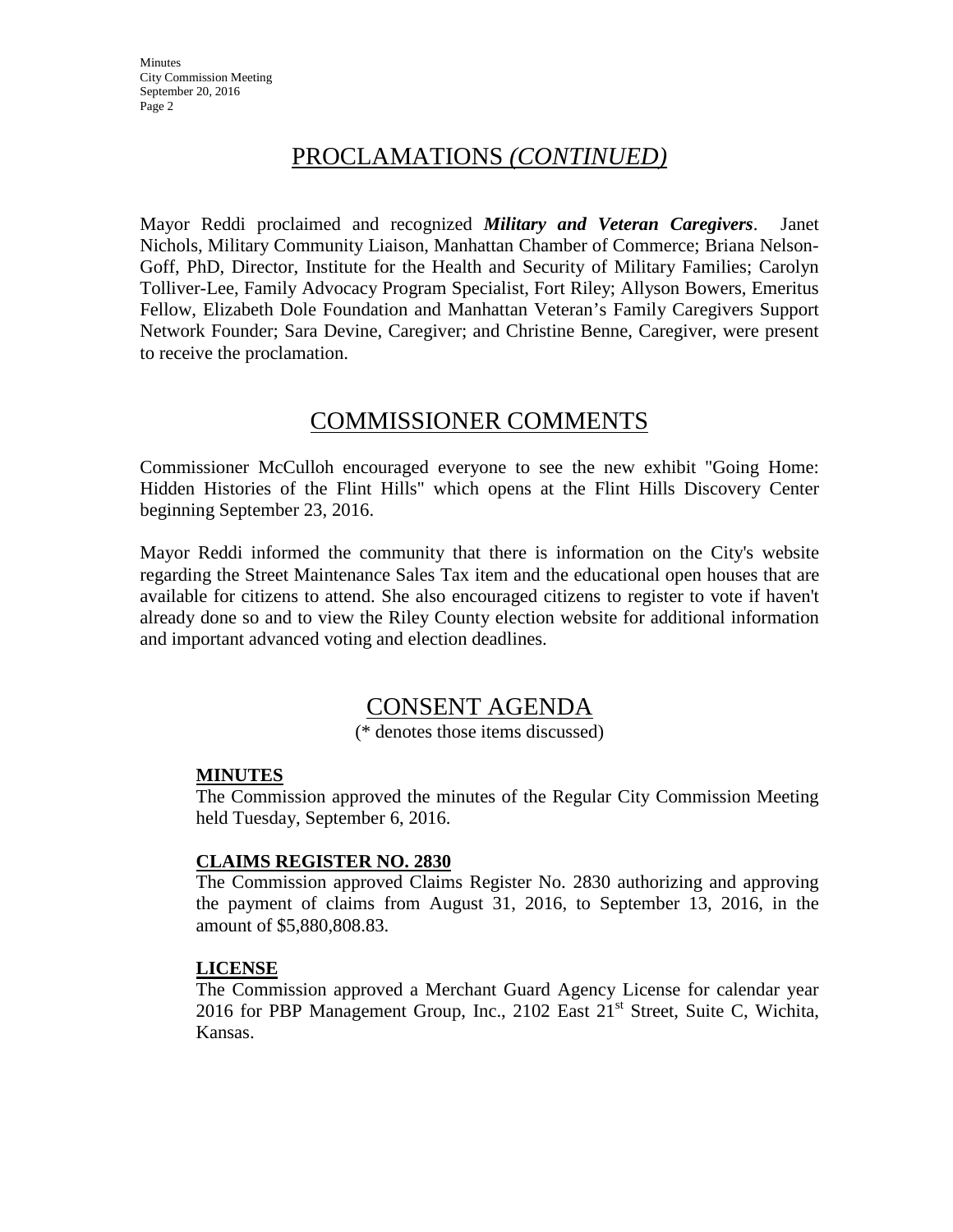## PROCLAMATIONS *(CONTINUED)*

Mayor Reddi proclaimed and recognized ***Military and Veteran Caregivers***. Janet Nichols, Military Community Liaison, Manhattan Chamber of Commerce; Briana Nelson-Goff, PhD, Director, Institute for the Health and Security of Military Families; Carolyn Tolliver-Lee, Family Advocacy Program Specialist, Fort Riley; Allyson Bowers, Emeritus Fellow, Elizabeth Dole Foundation and Manhattan Veteran's Family Caregivers Support Network Founder; Sara Devine, Caregiver; and Christine Benne, Caregiver, were present to receive the proclamation.

## COMMISSIONER COMMENTS

Commissioner McCulloh encouraged everyone to see the new exhibit "Going Home: Hidden Histories of the Flint Hills" which opens at the Flint Hills Discovery Center beginning September 23, 2016.

Mayor Reddi informed the community that there is information on the City's website regarding the Street Maintenance Sales Tax item and the educational open houses that are available for citizens to attend. She also encouraged citizens to register to vote if haven't already done so and to view the Riley County election website for additional information and important advanced voting and election deadlines.

## CONSENT AGENDA

(* denotes those items discussed)

**MINUTES**

The Commission approved the minutes of the Regular City Commission Meeting held Tuesday, September 6, 2016.

**CLAIMS REGISTER NO. 2830**

The Commission approved Claims Register No. 2830 authorizing and approving the payment of claims from August 31, 2016, to September 13, 2016, in the amount of $5,880,808.83.

**LICENSE**

The Commission approved a Merchant Guard Agency License for calendar year 2016 for PBP Management Group, Inc., 2102 East 21st Street, Suite C, Wichita, Kansas.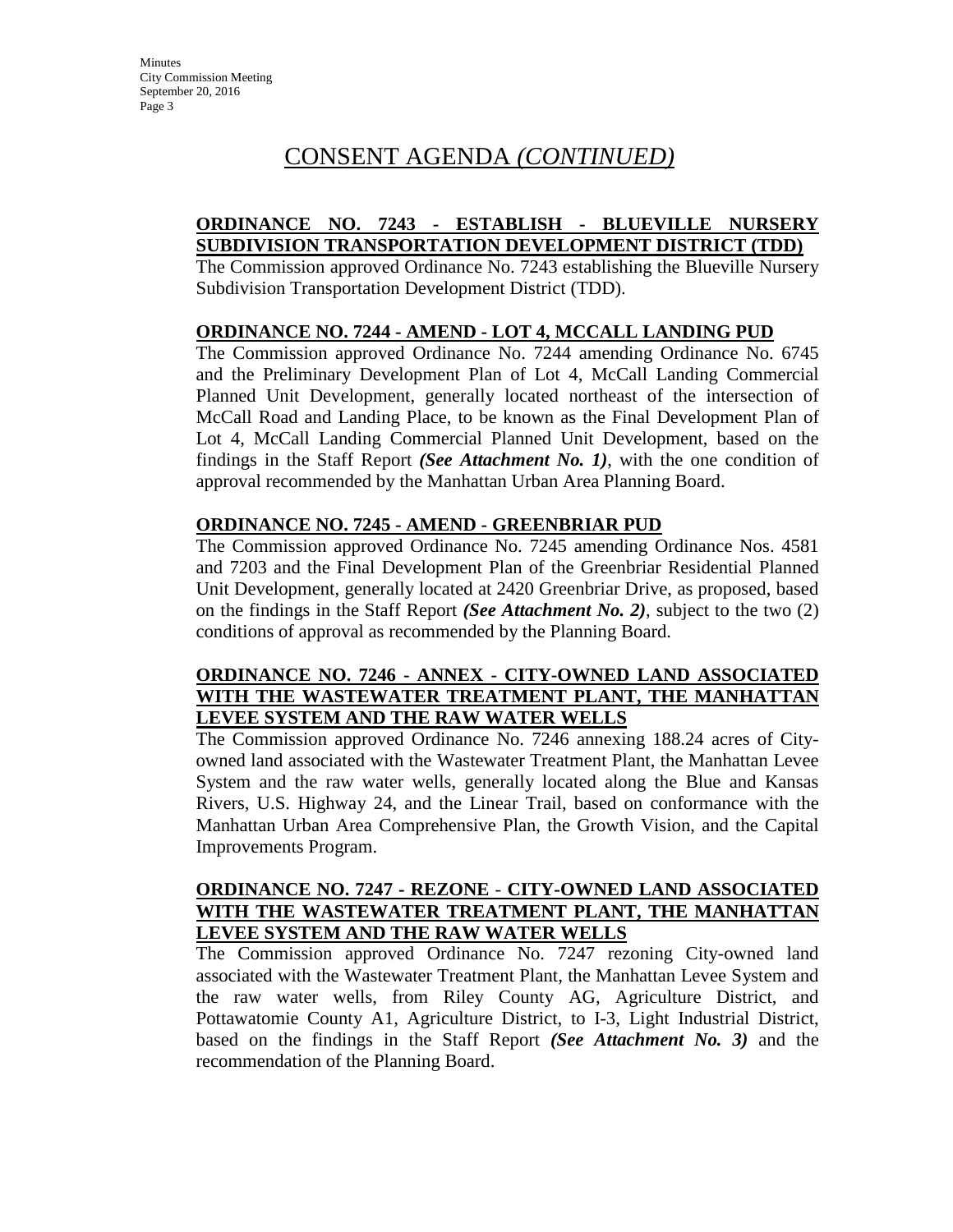# CONSENT AGENDA *(CONTINUED)*

**ORDINANCE NO. 7243 - ESTABLISH - BLUEVILLE NURSERY SUBDIVISION TRANSPORTATION DEVELOPMENT DISTRICT (TDD)**

The Commission approved Ordinance No. 7243 establishing the Blueville Nursery Subdivision Transportation Development District (TDD).

**ORDINANCE NO. 7244 - AMEND - LOT 4, MCCALL LANDING PUD**

The Commission approved Ordinance No. 7244 amending Ordinance No. 6745 and the Preliminary Development Plan of Lot 4, McCall Landing Commercial Planned Unit Development, generally located northeast of the intersection of McCall Road and Landing Place, to be known as the Final Development Plan of Lot 4, McCall Landing Commercial Planned Unit Development, based on the findings in the Staff Report ***(See Attachment No. 1)***, with the one condition of approval recommended by the Manhattan Urban Area Planning Board.

**ORDINANCE NO. 7245 - AMEND - GREENBRIAR PUD**

The Commission approved Ordinance No. 7245 amending Ordinance Nos. 4581 and 7203 and the Final Development Plan of the Greenbriar Residential Planned Unit Development, generally located at 2420 Greenbriar Drive, as proposed, based on the findings in the Staff Report ***(See Attachment No. 2)***, subject to the two (2) conditions of approval as recommended by the Planning Board.

**ORDINANCE NO. 7246 - ANNEX - CITY-OWNED LAND ASSOCIATED WITH THE WASTEWATER TREATMENT PLANT, THE MANHATTAN LEVEE SYSTEM AND THE RAW WATER WELLS**

The Commission approved Ordinance No. 7246 annexing 188.24 acres of City-owned land associated with the Wastewater Treatment Plant, the Manhattan Levee System and the raw water wells, generally located along the Blue and Kansas Rivers, U.S. Highway 24, and the Linear Trail, based on conformance with the Manhattan Urban Area Comprehensive Plan, the Growth Vision, and the Capital Improvements Program.

**ORDINANCE NO. 7247 - REZONE - CITY-OWNED LAND ASSOCIATED WITH THE WASTEWATER TREATMENT PLANT, THE MANHATTAN LEVEE SYSTEM AND THE RAW WATER WELLS**

The Commission approved Ordinance No. 7247 rezoning City-owned land associated with the Wastewater Treatment Plant, the Manhattan Levee System and the raw water wells, from Riley County AG, Agriculture District, and Pottawatomie County A1, Agriculture District, to I-3, Light Industrial District, based on the findings in the Staff Report ***(See Attachment No. 3)*** and the recommendation of the Planning Board.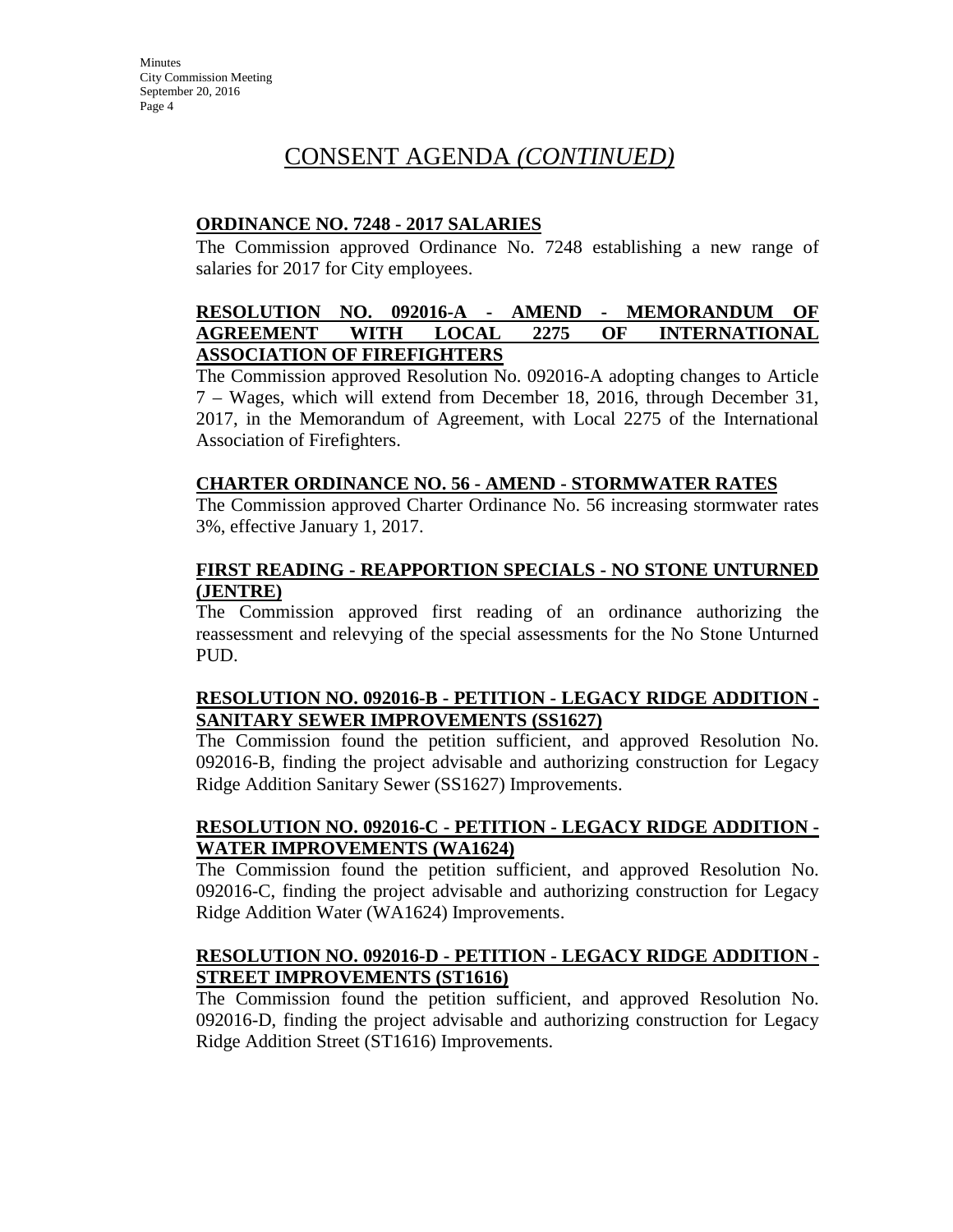# CONSENT AGENDA *(CONTINUED)*

**ORDINANCE NO. 7248 - 2017 SALARIES**

The Commission approved Ordinance No. 7248 establishing a new range of salaries for 2017 for City employees.

**RESOLUTION NO. 092016-A - AMEND - MEMORANDUM OF AGREEMENT WITH LOCAL 2275 OF INTERNATIONAL ASSOCIATION OF FIREFIGHTERS**

The Commission approved Resolution No. 092016-A adopting changes to Article 7 – Wages, which will extend from December 18, 2016, through December 31, 2017, in the Memorandum of Agreement, with Local 2275 of the International Association of Firefighters.

**CHARTER ORDINANCE NO. 56 - AMEND - STORMWATER RATES**

The Commission approved Charter Ordinance No. 56 increasing stormwater rates 3%, effective January 1, 2017.

**FIRST READING - REAPPORTION SPECIALS - NO STONE UNTURNED (JENTRE)**

The Commission approved first reading of an ordinance authorizing the reassessment and relevying of the special assessments for the No Stone Unturned PUD.

**RESOLUTION NO. 092016-B - PETITION - LEGACY RIDGE ADDITION - SANITARY SEWER IMPROVEMENTS (SS1627)**

The Commission found the petition sufficient, and approved Resolution No. 092016-B, finding the project advisable and authorizing construction for Legacy Ridge Addition Sanitary Sewer (SS1627) Improvements.

**RESOLUTION NO. 092016-C - PETITION - LEGACY RIDGE ADDITION - WATER IMPROVEMENTS (WA1624)**

The Commission found the petition sufficient, and approved Resolution No. 092016-C, finding the project advisable and authorizing construction for Legacy Ridge Addition Water (WA1624) Improvements.

**RESOLUTION NO. 092016-D - PETITION - LEGACY RIDGE ADDITION - STREET IMPROVEMENTS (ST1616)**

The Commission found the petition sufficient, and approved Resolution No. 092016-D, finding the project advisable and authorizing construction for Legacy Ridge Addition Street (ST1616) Improvements.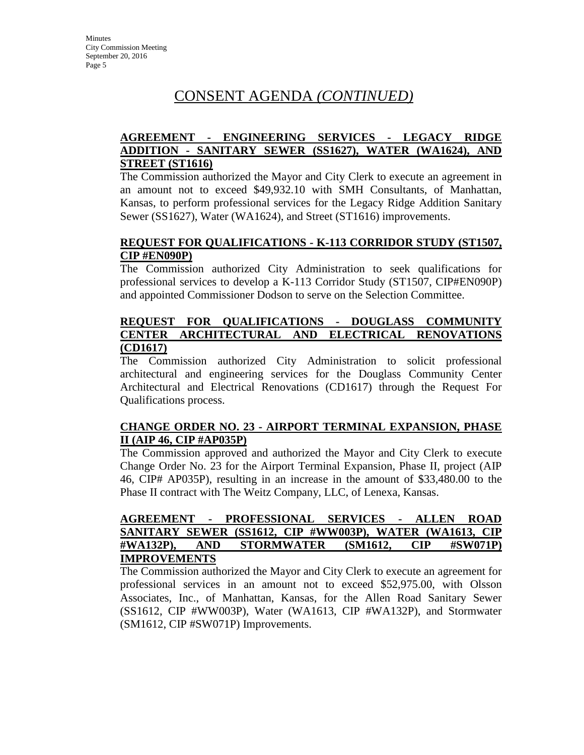# CONSENT AGENDA *(CONTINUED)*

**AGREEMENT - ENGINEERING SERVICES - LEGACY RIDGE ADDITION - SANITARY SEWER (SS1627), WATER (WA1624), AND STREET (ST1616)**

The Commission authorized the Mayor and City Clerk to execute an agreement in an amount not to exceed $49,932.10 with SMH Consultants, of Manhattan, Kansas, to perform professional services for the Legacy Ridge Addition Sanitary Sewer (SS1627), Water (WA1624), and Street (ST1616) improvements.

**REQUEST FOR QUALIFICATIONS - K-113 CORRIDOR STUDY (ST1507, CIP #EN090P)**

The Commission authorized City Administration to seek qualifications for professional services to develop a K-113 Corridor Study (ST1507, CIP#EN090P) and appointed Commissioner Dodson to serve on the Selection Committee.

**REQUEST FOR QUALIFICATIONS - DOUGLASS COMMUNITY CENTER ARCHITECTURAL AND ELECTRICAL RENOVATIONS (CD1617)**

The Commission authorized City Administration to solicit professional architectural and engineering services for the Douglass Community Center Architectural and Electrical Renovations (CD1617) through the Request For Qualifications process.

**CHANGE ORDER NO. 23 - AIRPORT TERMINAL EXPANSION, PHASE II (AIP 46, CIP #AP035P)**

The Commission approved and authorized the Mayor and City Clerk to execute Change Order No. 23 for the Airport Terminal Expansion, Phase II, project (AIP 46, CIP# AP035P), resulting in an increase in the amount of $33,480.00 to the Phase II contract with The Weitz Company, LLC, of Lenexa, Kansas.

**AGREEMENT - PROFESSIONAL SERVICES - ALLEN ROAD SANITARY SEWER (SS1612, CIP #WW003P), WATER (WA1613, CIP #WA132P), AND STORMWATER (SM1612, CIP #SW071P) IMPROVEMENTS**

The Commission authorized the Mayor and City Clerk to execute an agreement for professional services in an amount not to exceed $52,975.00, with Olsson Associates, Inc., of Manhattan, Kansas, for the Allen Road Sanitary Sewer (SS1612, CIP #WW003P), Water (WA1613, CIP #WA132P), and Stormwater (SM1612, CIP #SW071P) Improvements.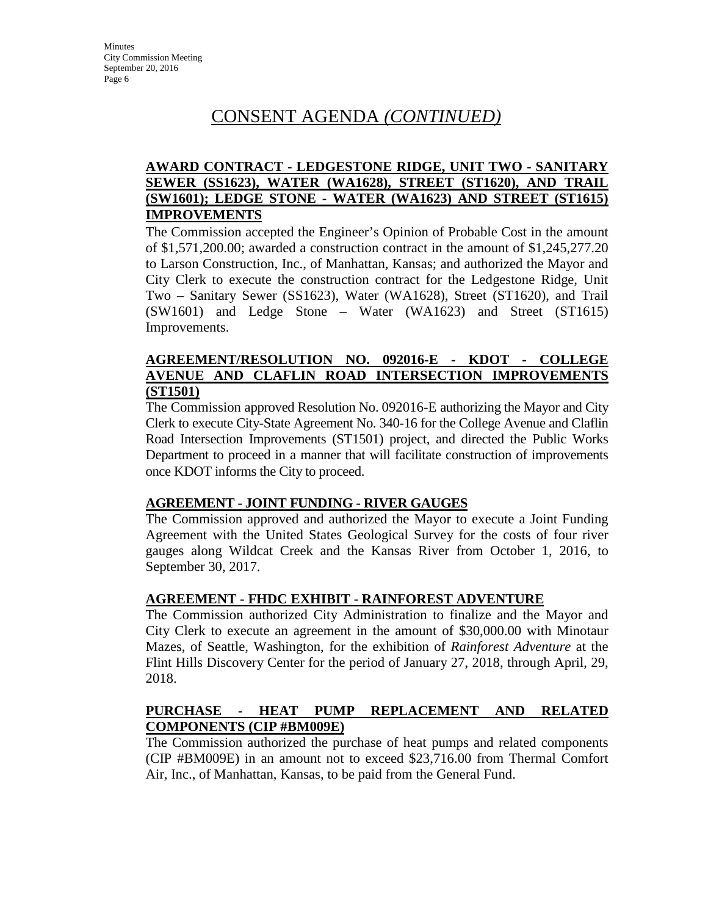# CONSENT AGENDA *(CONTINUED)*

**AWARD CONTRACT - LEDGESTONE RIDGE, UNIT TWO - SANITARY SEWER (SS1623), WATER (WA1628), STREET (ST1620), AND TRAIL (SW1601); LEDGE STONE - WATER (WA1623) AND STREET (ST1615) IMPROVEMENTS**

The Commission accepted the Engineer's Opinion of Probable Cost in the amount of $1,571,200.00; awarded a construction contract in the amount of $1,245,277.20 to Larson Construction, Inc., of Manhattan, Kansas; and authorized the Mayor and City Clerk to execute the construction contract for the Ledgestone Ridge, Unit Two – Sanitary Sewer (SS1623), Water (WA1628), Street (ST1620), and Trail (SW1601) and Ledge Stone – Water (WA1623) and Street (ST1615) Improvements.

**AGREEMENT/RESOLUTION NO. 092016-E - KDOT - COLLEGE AVENUE AND CLAFLIN ROAD INTERSECTION IMPROVEMENTS (ST1501)**

The Commission approved Resolution No. 092016-E authorizing the Mayor and City Clerk to execute City-State Agreement No. 340-16 for the College Avenue and Claflin Road Intersection Improvements (ST1501) project, and directed the Public Works Department to proceed in a manner that will facilitate construction of improvements once KDOT informs the City to proceed.

**AGREEMENT - JOINT FUNDING - RIVER GAUGES**

The Commission approved and authorized the Mayor to execute a Joint Funding Agreement with the United States Geological Survey for the costs of four river gauges along Wildcat Creek and the Kansas River from October 1, 2016, to September 30, 2017.

**AGREEMENT - FHDC EXHIBIT - RAINFOREST ADVENTURE**

The Commission authorized City Administration to finalize and the Mayor and City Clerk to execute an agreement in the amount of $30,000.00 with Minotaur Mazes, of Seattle, Washington, for the exhibition of *Rainforest Adventure* at the Flint Hills Discovery Center for the period of January 27, 2018, through April, 29, 2018.

**PURCHASE - HEAT PUMP REPLACEMENT AND RELATED COMPONENTS (CIP #BM009E)**

The Commission authorized the purchase of heat pumps and related components (CIP #BM009E) in an amount not to exceed $23,716.00 from Thermal Comfort Air, Inc., of Manhattan, Kansas, to be paid from the General Fund.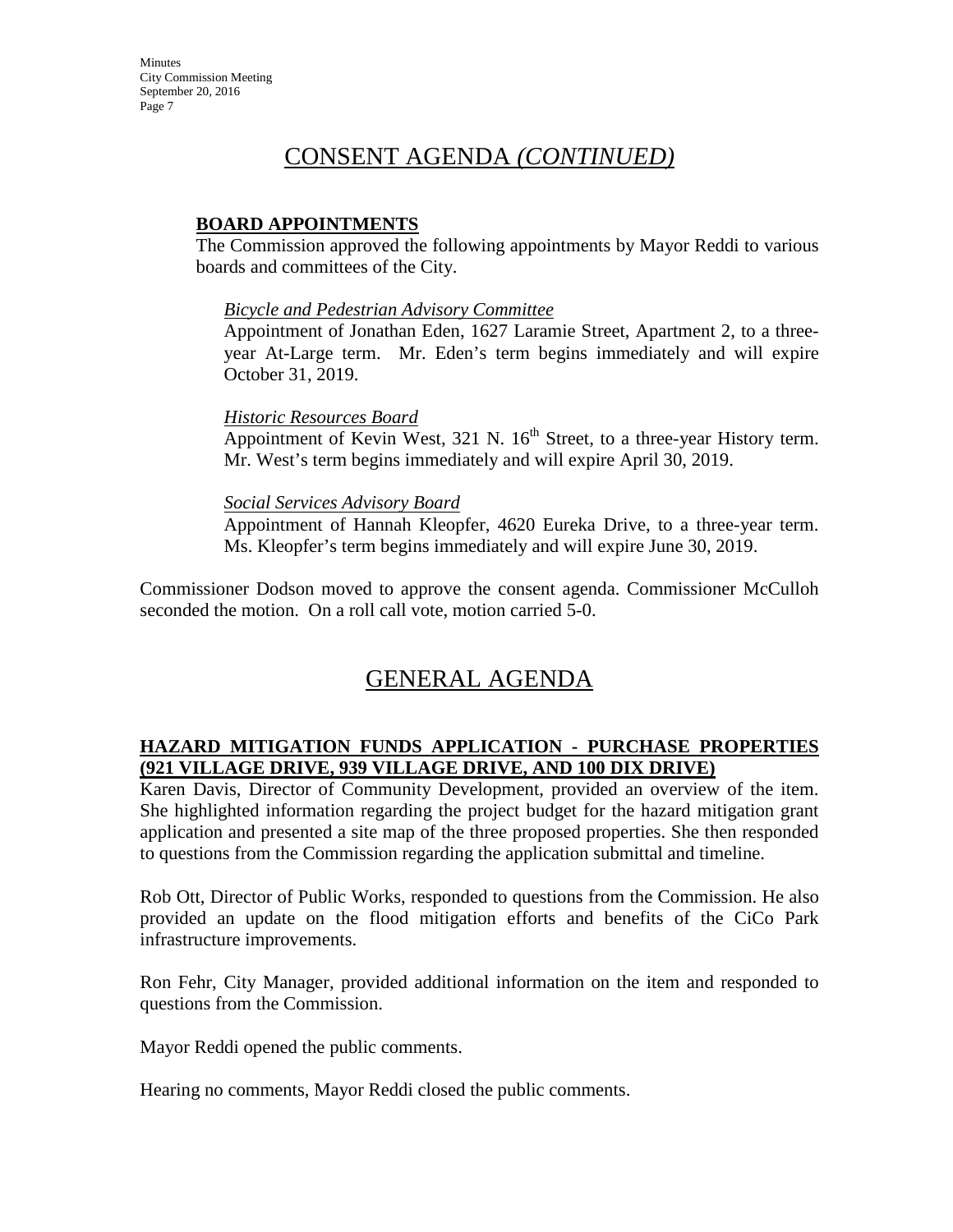# CONSENT AGENDA *(CONTINUED)*

**BOARD APPOINTMENTS**

The Commission approved the following appointments by Mayor Reddi to various boards and committees of the City.

*Bicycle and Pedestrian Advisory Committee*

Appointment of Jonathan Eden, 1627 Laramie Street, Apartment 2, to a three-year At-Large term. Mr. Eden's term begins immediately and will expire October 31, 2019.

*Historic Resources Board*

Appointment of Kevin West, 321 N. 16th Street, to a three-year History term. Mr. West's term begins immediately and will expire April 30, 2019.

*Social Services Advisory Board*

Appointment of Hannah Kleopfer, 4620 Eureka Drive, to a three-year term. Ms. Kleopfer's term begins immediately and will expire June 30, 2019.

Commissioner Dodson moved to approve the consent agenda. Commissioner McCulloh seconded the motion. On a roll call vote, motion carried 5-0.

# GENERAL AGENDA

**HAZARD MITIGATION FUNDS APPLICATION - PURCHASE PROPERTIES (921 VILLAGE DRIVE, 939 VILLAGE DRIVE, AND 100 DIX DRIVE)**

Karen Davis, Director of Community Development, provided an overview of the item. She highlighted information regarding the project budget for the hazard mitigation grant application and presented a site map of the three proposed properties. She then responded to questions from the Commission regarding the application submittal and timeline.

Rob Ott, Director of Public Works, responded to questions from the Commission. He also provided an update on the flood mitigation efforts and benefits of the CiCo Park infrastructure improvements.

Ron Fehr, City Manager, provided additional information on the item and responded to questions from the Commission.

Mayor Reddi opened the public comments.

Hearing no comments, Mayor Reddi closed the public comments.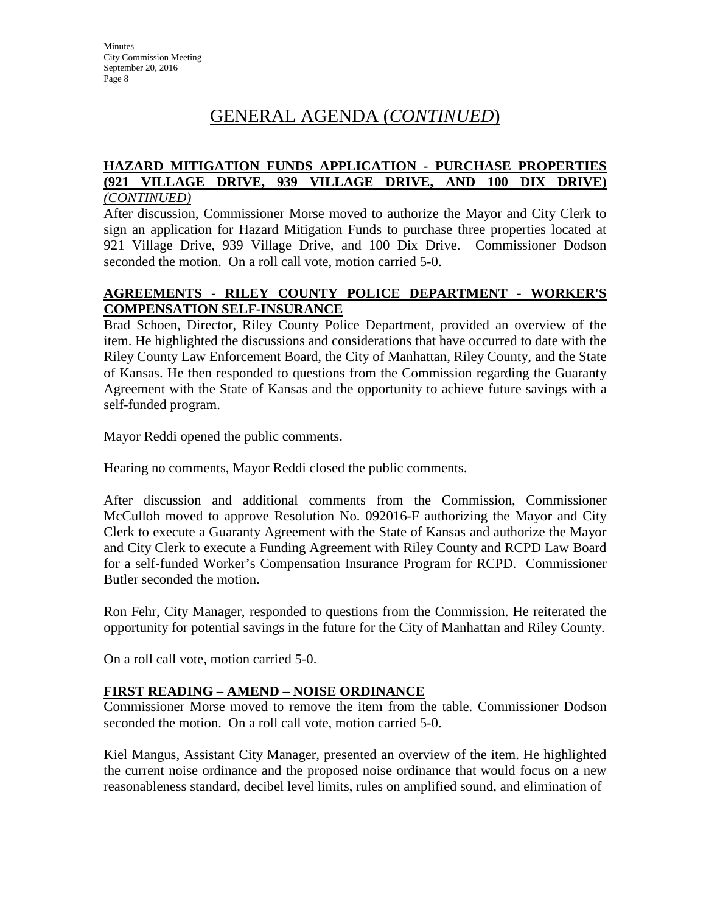# GENERAL AGENDA (*CONTINUED*)

**HAZARD MITIGATION FUNDS APPLICATION - PURCHASE PROPERTIES (921 VILLAGE DRIVE, 939 VILLAGE DRIVE, AND 100 DIX DRIVE)** *(CONTINUED)*

After discussion, Commissioner Morse moved to authorize the Mayor and City Clerk to sign an application for Hazard Mitigation Funds to purchase three properties located at 921 Village Drive, 939 Village Drive, and 100 Dix Drive. Commissioner Dodson seconded the motion. On a roll call vote, motion carried 5-0.

**AGREEMENTS - RILEY COUNTY POLICE DEPARTMENT - WORKER'S COMPENSATION SELF-INSURANCE**

Brad Schoen, Director, Riley County Police Department, provided an overview of the item. He highlighted the discussions and considerations that have occurred to date with the Riley County Law Enforcement Board, the City of Manhattan, Riley County, and the State of Kansas. He then responded to questions from the Commission regarding the Guaranty Agreement with the State of Kansas and the opportunity to achieve future savings with a self-funded program.

Mayor Reddi opened the public comments.

Hearing no comments, Mayor Reddi closed the public comments.

After discussion and additional comments from the Commission, Commissioner McCulloh moved to approve Resolution No. 092016-F authorizing the Mayor and City Clerk to execute a Guaranty Agreement with the State of Kansas and authorize the Mayor and City Clerk to execute a Funding Agreement with Riley County and RCPD Law Board for a self-funded Worker's Compensation Insurance Program for RCPD. Commissioner Butler seconded the motion.

Ron Fehr, City Manager, responded to questions from the Commission. He reiterated the opportunity for potential savings in the future for the City of Manhattan and Riley County.

On a roll call vote, motion carried 5-0.

**FIRST READING – AMEND – NOISE ORDINANCE**

Commissioner Morse moved to remove the item from the table. Commissioner Dodson seconded the motion. On a roll call vote, motion carried 5-0.

Kiel Mangus, Assistant City Manager, presented an overview of the item. He highlighted the current noise ordinance and the proposed noise ordinance that would focus on a new reasonableness standard, decibel level limits, rules on amplified sound, and elimination of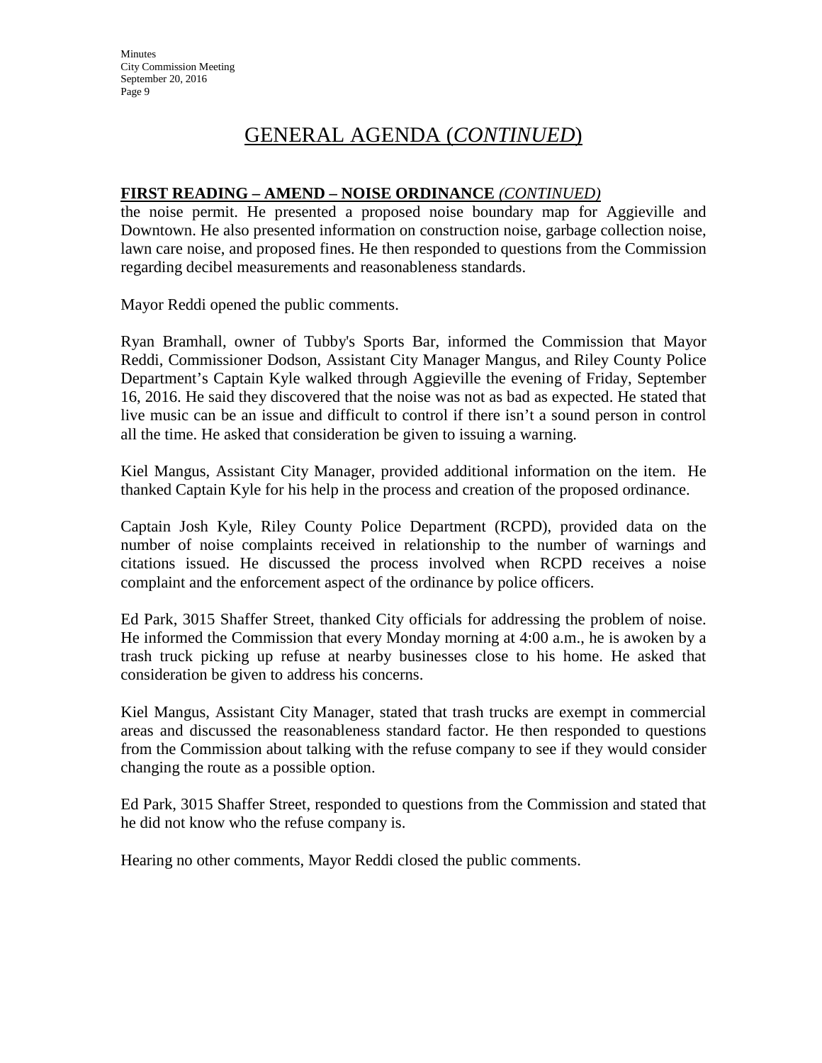# GENERAL AGENDA (*CONTINUED*)

**FIRST READING – AMEND – NOISE ORDINANCE** *(CONTINUED)*

the noise permit. He presented a proposed noise boundary map for Aggieville and Downtown. He also presented information on construction noise, garbage collection noise, lawn care noise, and proposed fines. He then responded to questions from the Commission regarding decibel measurements and reasonableness standards.

Mayor Reddi opened the public comments.

Ryan Bramhall, owner of Tubby's Sports Bar, informed the Commission that Mayor Reddi, Commissioner Dodson, Assistant City Manager Mangus, and Riley County Police Department's Captain Kyle walked through Aggieville the evening of Friday, September 16, 2016. He said they discovered that the noise was not as bad as expected. He stated that live music can be an issue and difficult to control if there isn't a sound person in control all the time. He asked that consideration be given to issuing a warning.

Kiel Mangus, Assistant City Manager, provided additional information on the item. He thanked Captain Kyle for his help in the process and creation of the proposed ordinance.

Captain Josh Kyle, Riley County Police Department (RCPD), provided data on the number of noise complaints received in relationship to the number of warnings and citations issued. He discussed the process involved when RCPD receives a noise complaint and the enforcement aspect of the ordinance by police officers.

Ed Park, 3015 Shaffer Street, thanked City officials for addressing the problem of noise. He informed the Commission that every Monday morning at 4:00 a.m., he is awoken by a trash truck picking up refuse at nearby businesses close to his home. He asked that consideration be given to address his concerns.

Kiel Mangus, Assistant City Manager, stated that trash trucks are exempt in commercial areas and discussed the reasonableness standard factor. He then responded to questions from the Commission about talking with the refuse company to see if they would consider changing the route as a possible option.

Ed Park, 3015 Shaffer Street, responded to questions from the Commission and stated that he did not know who the refuse company is.

Hearing no other comments, Mayor Reddi closed the public comments.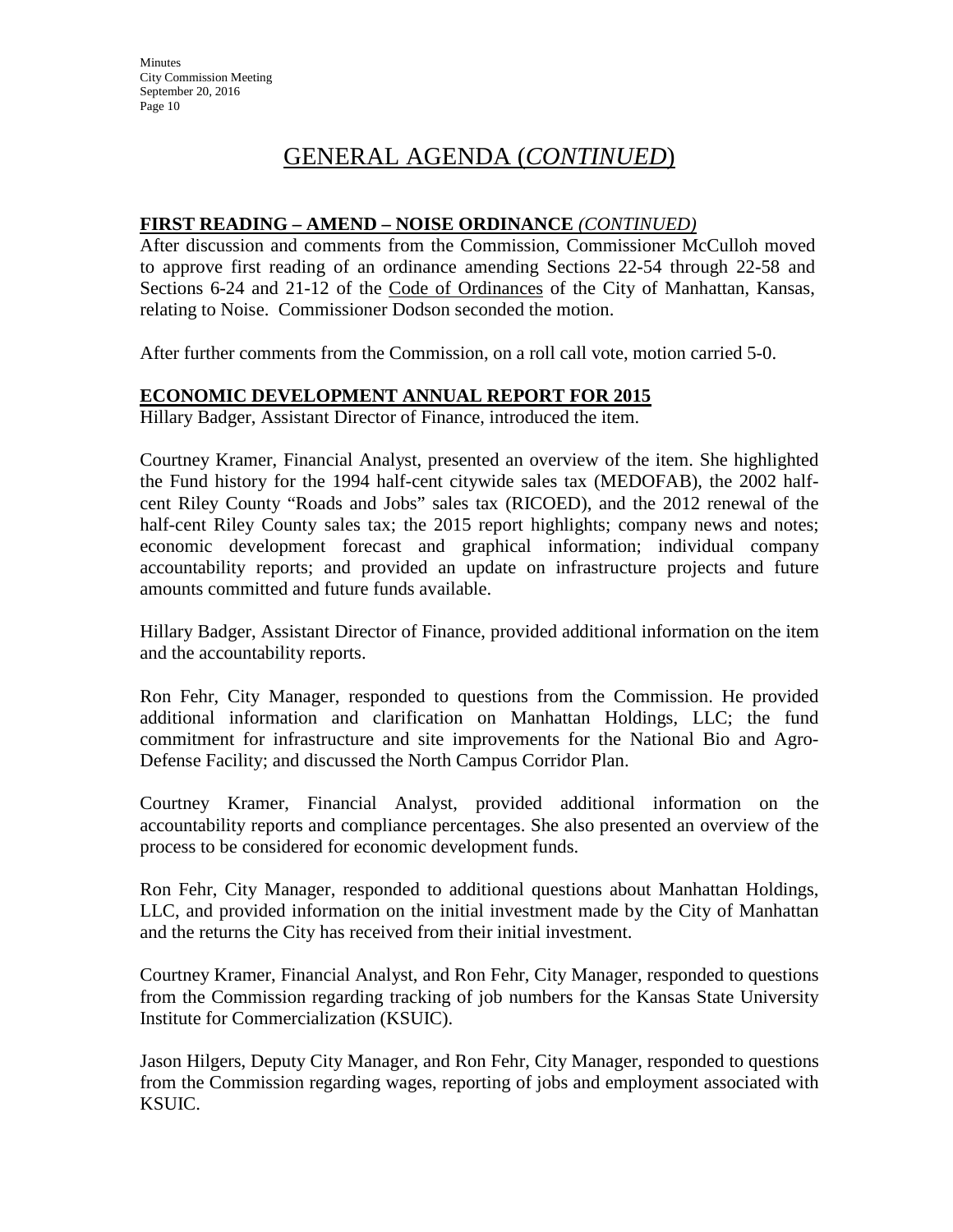# GENERAL AGENDA (*CONTINUED*)

**FIRST READING – AMEND – NOISE ORDINANCE** ***(CONTINUED)***

After discussion and comments from the Commission, Commissioner McCulloh moved to approve first reading of an ordinance amending Sections 22-54 through 22-58 and Sections 6-24 and 21-12 of the Code of Ordinances of the City of Manhattan, Kansas, relating to Noise. Commissioner Dodson seconded the motion.

After further comments from the Commission, on a roll call vote, motion carried 5-0.

**ECONOMIC DEVELOPMENT ANNUAL REPORT FOR 2015**

Hillary Badger, Assistant Director of Finance, introduced the item.

Courtney Kramer, Financial Analyst, presented an overview of the item. She highlighted the Fund history for the 1994 half-cent citywide sales tax (MEDOFAB), the 2002 half-cent Riley County "Roads and Jobs" sales tax (RICOED), and the 2012 renewal of the half-cent Riley County sales tax; the 2015 report highlights; company news and notes; economic development forecast and graphical information; individual company accountability reports; and provided an update on infrastructure projects and future amounts committed and future funds available.

Hillary Badger, Assistant Director of Finance, provided additional information on the item and the accountability reports.

Ron Fehr, City Manager, responded to questions from the Commission. He provided additional information and clarification on Manhattan Holdings, LLC; the fund commitment for infrastructure and site improvements for the National Bio and Agro-Defense Facility; and discussed the North Campus Corridor Plan.

Courtney Kramer, Financial Analyst, provided additional information on the accountability reports and compliance percentages. She also presented an overview of the process to be considered for economic development funds.

Ron Fehr, City Manager, responded to additional questions about Manhattan Holdings, LLC, and provided information on the initial investment made by the City of Manhattan and the returns the City has received from their initial investment.

Courtney Kramer, Financial Analyst, and Ron Fehr, City Manager, responded to questions from the Commission regarding tracking of job numbers for the Kansas State University Institute for Commercialization (KSUIC).

Jason Hilgers, Deputy City Manager, and Ron Fehr, City Manager, responded to questions from the Commission regarding wages, reporting of jobs and employment associated with KSUIC.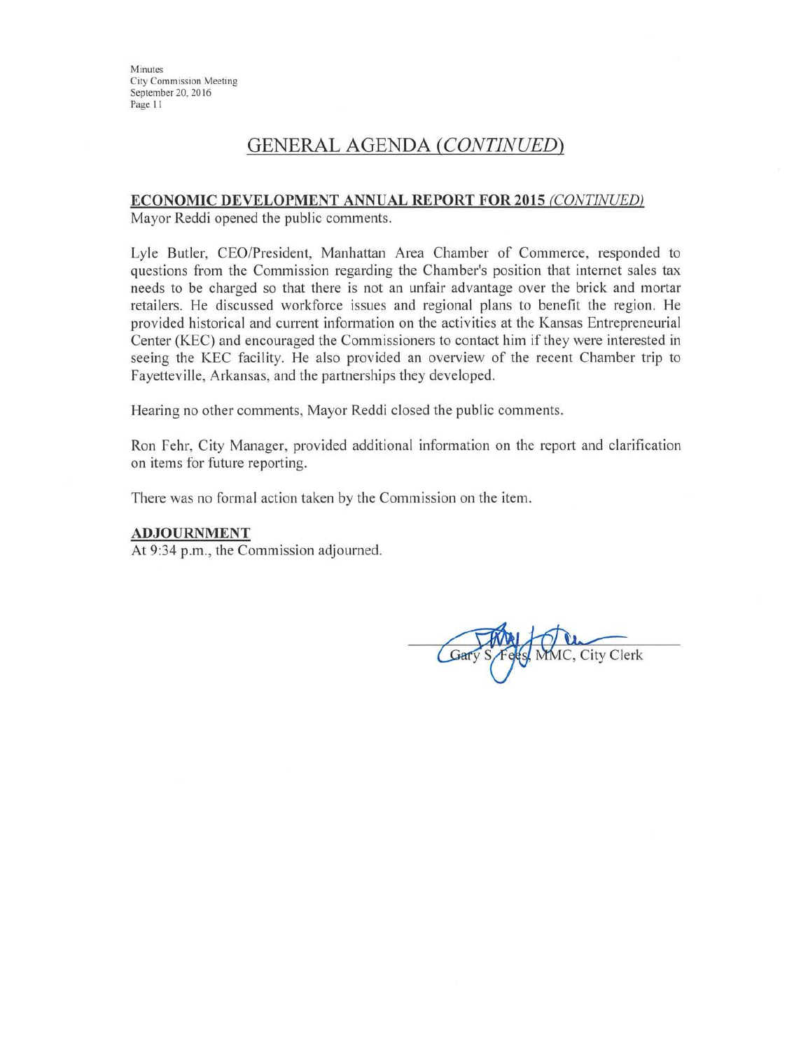# GENERAL AGENDA *(CONTINUED)*

**ECONOMIC DEVELOPMENT ANNUAL REPORT FOR 2015** ***(CONTINUED)***

Mayor Reddi opened the public comments.

Lyle Butler, CEO/President, Manhattan Area Chamber of Commerce, responded to questions from the Commission regarding the Chamber's position that internet sales tax needs to be charged so that there is not an unfair advantage over the brick and mortar retailers. He discussed workforce issues and regional plans to benefit the region. He provided historical and current information on the activities at the Kansas Entrepreneurial Center (KEC) and encouraged the Commissioners to contact him if they were interested in seeing the KEC facility. He also provided an overview of the recent Chamber trip to Fayetteville, Arkansas, and the partnerships they developed.

Hearing no other comments, Mayor Reddi closed the public comments.

Ron Fehr, City Manager, provided additional information on the report and clarification on items for future reporting.

There was no formal action taken by the Commission on the item.

**ADJOURNMENT**

At 9:34 p.m., the Commission adjourned.

Gary S. Fees, MMC, City Clerk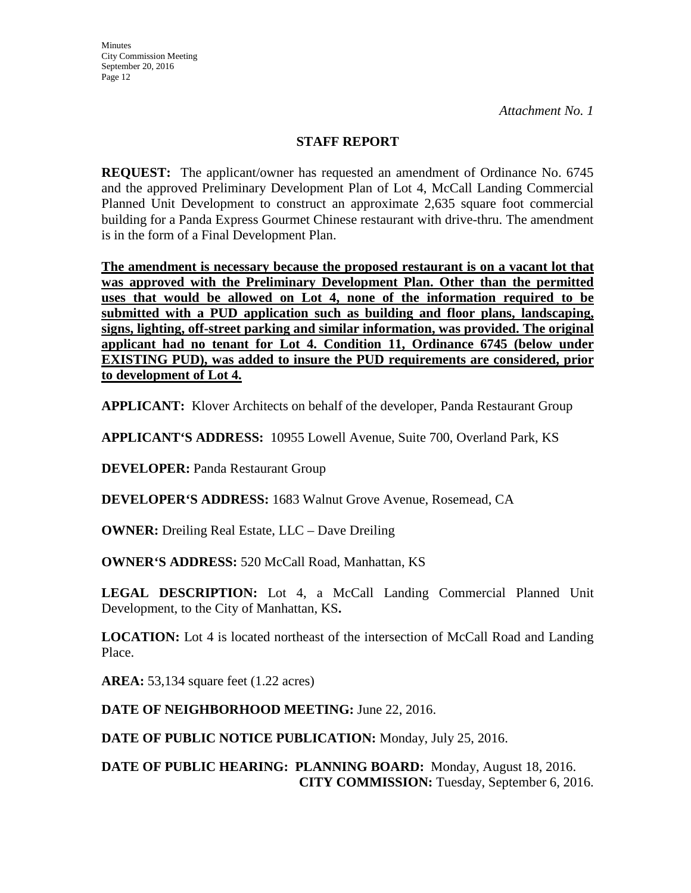*Attachment No. 1*

## STAFF REPORT

**REQUEST:** The applicant/owner has requested an amendment of Ordinance No. 6745 and the approved Preliminary Development Plan of Lot 4, McCall Landing Commercial Planned Unit Development to construct an approximate 2,635 square foot commercial building for a Panda Express Gourmet Chinese restaurant with drive-thru. The amendment is in the form of a Final Development Plan.

**The amendment is necessary because the proposed restaurant is on a vacant lot that was approved with the Preliminary Development Plan. Other than the permitted uses that would be allowed on Lot 4, none of the information required to be submitted with a PUD application such as building and floor plans, landscaping, signs, lighting, off-street parking and similar information, was provided. The original applicant had no tenant for Lot 4. Condition 11, Ordinance 6745 (below under EXISTING PUD), was added to insure the PUD requirements are considered, prior to development of Lot 4.**

**APPLICANT:** Klover Architects on behalf of the developer, Panda Restaurant Group

**APPLICANT'S ADDRESS:** 10955 Lowell Avenue, Suite 700, Overland Park, KS

**DEVELOPER:** Panda Restaurant Group

**DEVELOPER'S ADDRESS:** 1683 Walnut Grove Avenue, Rosemead, CA

**OWNER:** Dreiling Real Estate, LLC – Dave Dreiling

**OWNER'S ADDRESS:** 520 McCall Road, Manhattan, KS

**LEGAL DESCRIPTION:** Lot 4, a McCall Landing Commercial Planned Unit Development, to the City of Manhattan, KS**.**

**LOCATION:** Lot 4 is located northeast of the intersection of McCall Road and Landing Place.

**AREA:** 53,134 square feet (1.22 acres)

**DATE OF NEIGHBORHOOD MEETING:** June 22, 2016.

**DATE OF PUBLIC NOTICE PUBLICATION:** Monday, July 25, 2016.

**DATE OF PUBLIC HEARING: PLANNING BOARD:** Monday, August 18, 2016.
**CITY COMMISSION:** Tuesday, September 6, 2016.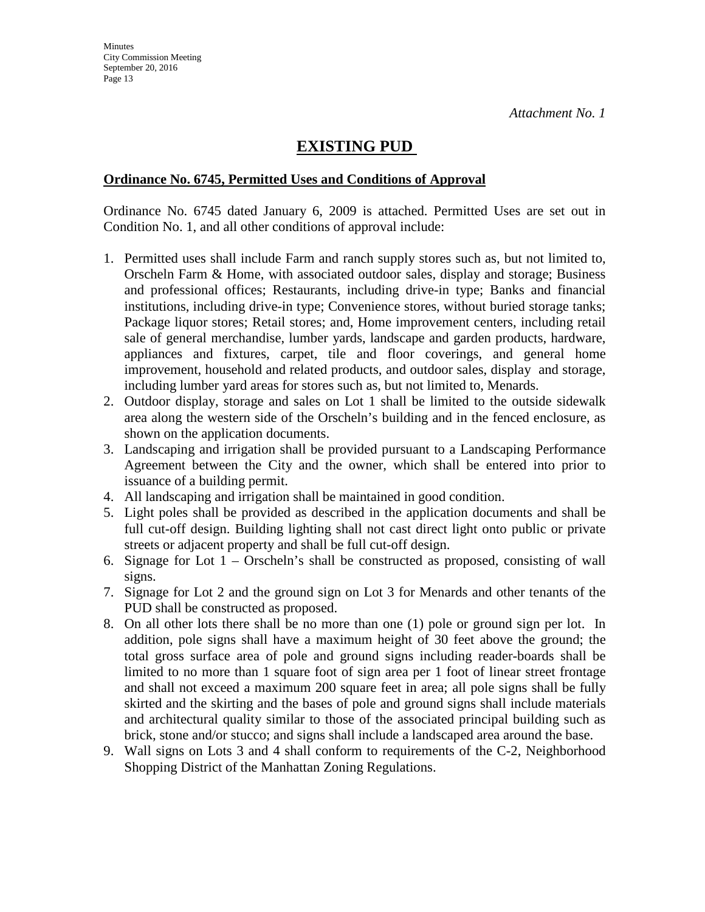*Attachment No. 1*

# EXISTING PUD

**Ordinance No. 6745, Permitted Uses and Conditions of Approval**

Ordinance No. 6745 dated January 6, 2009 is attached. Permitted Uses are set out in Condition No. 1, and all other conditions of approval include:

1. Permitted uses shall include Farm and ranch supply stores such as, but not limited to, Orscheln Farm & Home, with associated outdoor sales, display and storage; Business and professional offices; Restaurants, including drive-in type; Banks and financial institutions, including drive-in type; Convenience stores, without buried storage tanks; Package liquor stores; Retail stores; and, Home improvement centers, including retail sale of general merchandise, lumber yards, landscape and garden products, hardware, appliances and fixtures, carpet, tile and floor coverings, and general home improvement, household and related products, and outdoor sales, display and storage, including lumber yard areas for stores such as, but not limited to, Menards.
2. Outdoor display, storage and sales on Lot 1 shall be limited to the outside sidewalk area along the western side of the Orscheln's building and in the fenced enclosure, as shown on the application documents.
3. Landscaping and irrigation shall be provided pursuant to a Landscaping Performance Agreement between the City and the owner, which shall be entered into prior to issuance of a building permit.
4. All landscaping and irrigation shall be maintained in good condition.
5. Light poles shall be provided as described in the application documents and shall be full cut-off design. Building lighting shall not cast direct light onto public or private streets or adjacent property and shall be full cut-off design.
6. Signage for Lot 1 – Orscheln's shall be constructed as proposed, consisting of wall signs.
7. Signage for Lot 2 and the ground sign on Lot 3 for Menards and other tenants of the PUD shall be constructed as proposed.
8. On all other lots there shall be no more than one (1) pole or ground sign per lot. In addition, pole signs shall have a maximum height of 30 feet above the ground; the total gross surface area of pole and ground signs including reader-boards shall be limited to no more than 1 square foot of sign area per 1 foot of linear street frontage and shall not exceed a maximum 200 square feet in area; all pole signs shall be fully skirted and the skirting and the bases of pole and ground signs shall include materials and architectural quality similar to those of the associated principal building such as brick, stone and/or stucco; and signs shall include a landscaped area around the base.
9. Wall signs on Lots 3 and 4 shall conform to requirements of the C-2, Neighborhood Shopping District of the Manhattan Zoning Regulations.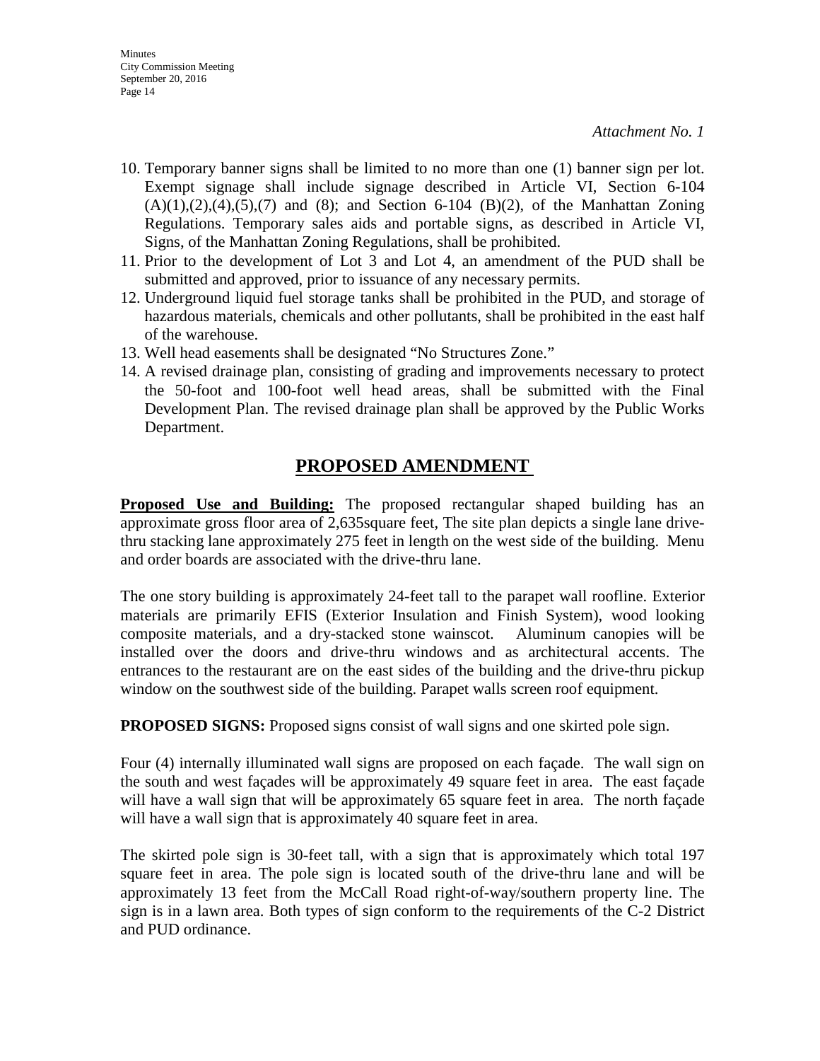*Attachment No. 1*

10. Temporary banner signs shall be limited to no more than one (1) banner sign per lot. Exempt signage shall include signage described in Article VI, Section 6-104 (A)(1),(2),(4),(5),(7) and (8); and Section 6-104 (B)(2), of the Manhattan Zoning Regulations. Temporary sales aids and portable signs, as described in Article VI, Signs, of the Manhattan Zoning Regulations, shall be prohibited.
11. Prior to the development of Lot 3 and Lot 4, an amendment of the PUD shall be submitted and approved, prior to issuance of any necessary permits.
12. Underground liquid fuel storage tanks shall be prohibited in the PUD, and storage of hazardous materials, chemicals and other pollutants, shall be prohibited in the east half of the warehouse.
13. Well head easements shall be designated "No Structures Zone."
14. A revised drainage plan, consisting of grading and improvements necessary to protect the 50-foot and 100-foot well head areas, shall be submitted with the Final Development Plan. The revised drainage plan shall be approved by the Public Works Department.

## PROPOSED AMENDMENT

**Proposed Use and Building:** The proposed rectangular shaped building has an approximate gross floor area of 2,635square feet, The site plan depicts a single lane drive-thru stacking lane approximately 275 feet in length on the west side of the building. Menu and order boards are associated with the drive-thru lane.

The one story building is approximately 24-feet tall to the parapet wall roofline. Exterior materials are primarily EFIS (Exterior Insulation and Finish System), wood looking composite materials, and a dry-stacked stone wainscot. Aluminum canopies will be installed over the doors and drive-thru windows and as architectural accents. The entrances to the restaurant are on the east sides of the building and the drive-thru pickup window on the southwest side of the building. Parapet walls screen roof equipment.

**PROPOSED SIGNS:** Proposed signs consist of wall signs and one skirted pole sign.

Four (4) internally illuminated wall signs are proposed on each façade. The wall sign on the south and west façades will be approximately 49 square feet in area. The east façade will have a wall sign that will be approximately 65 square feet in area. The north façade will have a wall sign that is approximately 40 square feet in area.

The skirted pole sign is 30-feet tall, with a sign that is approximately which total 197 square feet in area. The pole sign is located south of the drive-thru lane and will be approximately 13 feet from the McCall Road right-of-way/southern property line. The sign is in a lawn area. Both types of sign conform to the requirements of the C-2 District and PUD ordinance.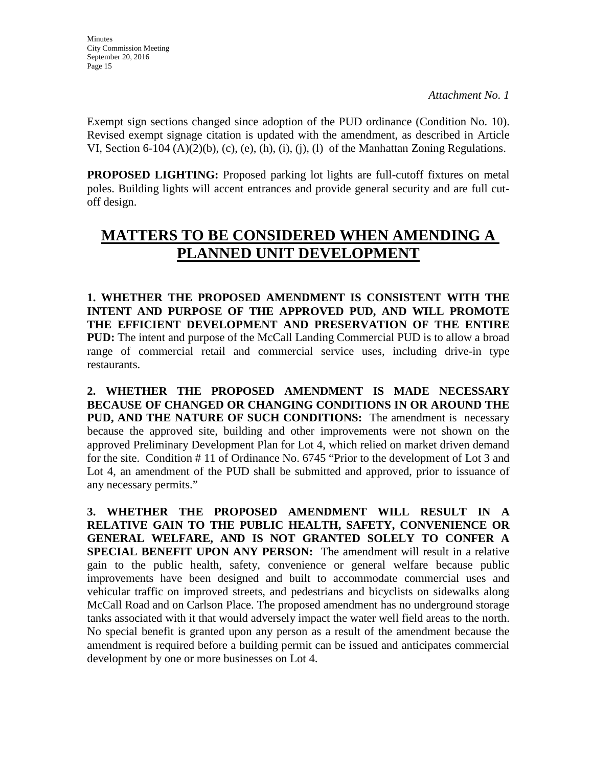*Attachment No. 1*

Exempt sign sections changed since adoption of the PUD ordinance (Condition No. 10). Revised exempt signage citation is updated with the amendment, as described in Article VI, Section 6-104 (A)(2)(b), (c), (e), (h), (i), (j), (l) of the Manhattan Zoning Regulations.

**PROPOSED LIGHTING:** Proposed parking lot lights are full-cutoff fixtures on metal poles. Building lights will accent entrances and provide general security and are full cut-off design.

# MATTERS TO BE CONSIDERED WHEN AMENDING A PLANNED UNIT DEVELOPMENT

**1. WHETHER THE PROPOSED AMENDMENT IS CONSISTENT WITH THE INTENT AND PURPOSE OF THE APPROVED PUD, AND WILL PROMOTE THE EFFICIENT DEVELOPMENT AND PRESERVATION OF THE ENTIRE PUD:** The intent and purpose of the McCall Landing Commercial PUD is to allow a broad range of commercial retail and commercial service uses, including drive-in type restaurants.

**2. WHETHER THE PROPOSED AMENDMENT IS MADE NECESSARY BECAUSE OF CHANGED OR CHANGING CONDITIONS IN OR AROUND THE PUD, AND THE NATURE OF SUCH CONDITIONS:** The amendment is necessary because the approved site, building and other improvements were not shown on the approved Preliminary Development Plan for Lot 4, which relied on market driven demand for the site. Condition # 11 of Ordinance No. 6745 "Prior to the development of Lot 3 and Lot 4, an amendment of the PUD shall be submitted and approved, prior to issuance of any necessary permits."

**3. WHETHER THE PROPOSED AMENDMENT WILL RESULT IN A RELATIVE GAIN TO THE PUBLIC HEALTH, SAFETY, CONVENIENCE OR GENERAL WELFARE, AND IS NOT GRANTED SOLELY TO CONFER A SPECIAL BENEFIT UPON ANY PERSON:** The amendment will result in a relative gain to the public health, safety, convenience or general welfare because public improvements have been designed and built to accommodate commercial uses and vehicular traffic on improved streets, and pedestrians and bicyclists on sidewalks along McCall Road and on Carlson Place. The proposed amendment has no underground storage tanks associated with it that would adversely impact the water well field areas to the north. No special benefit is granted upon any person as a result of the amendment because the amendment is required before a building permit can be issued and anticipates commercial development by one or more businesses on Lot 4.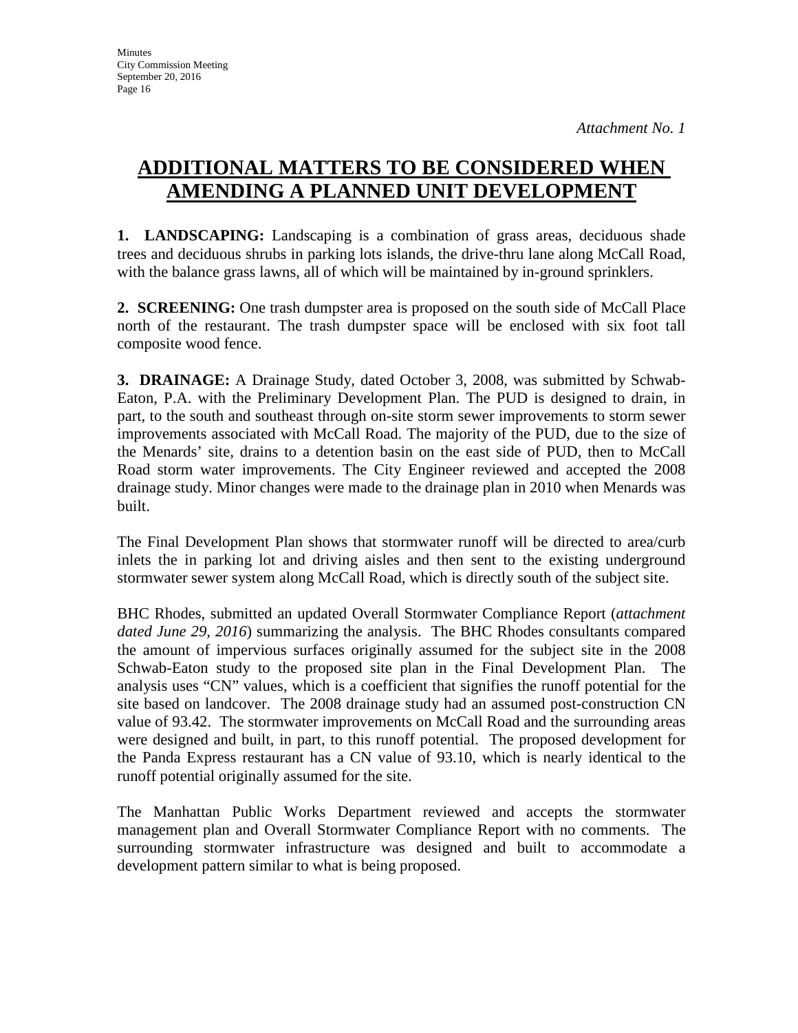*Attachment No. 1*

# ADDITIONAL MATTERS TO BE CONSIDERED WHEN AMENDING A PLANNED UNIT DEVELOPMENT

**1. LANDSCAPING:** Landscaping is a combination of grass areas, deciduous shade trees and deciduous shrubs in parking lots islands, the drive-thru lane along McCall Road, with the balance grass lawns, all of which will be maintained by in-ground sprinklers.

**2. SCREENING:** One trash dumpster area is proposed on the south side of McCall Place north of the restaurant. The trash dumpster space will be enclosed with six foot tall composite wood fence.

**3. DRAINAGE:** A Drainage Study, dated October 3, 2008, was submitted by Schwab-Eaton, P.A. with the Preliminary Development Plan. The PUD is designed to drain, in part, to the south and southeast through on-site storm sewer improvements to storm sewer improvements associated with McCall Road. The majority of the PUD, due to the size of the Menards' site, drains to a detention basin on the east side of PUD, then to McCall Road storm water improvements. The City Engineer reviewed and accepted the 2008 drainage study. Minor changes were made to the drainage plan in 2010 when Menards was built.

The Final Development Plan shows that stormwater runoff will be directed to area/curb inlets the in parking lot and driving aisles and then sent to the existing underground stormwater sewer system along McCall Road, which is directly south of the subject site.

BHC Rhodes, submitted an updated Overall Stormwater Compliance Report (*attachment dated June 29, 2016*) summarizing the analysis. The BHC Rhodes consultants compared the amount of impervious surfaces originally assumed for the subject site in the 2008 Schwab-Eaton study to the proposed site plan in the Final Development Plan. The analysis uses "CN" values, which is a coefficient that signifies the runoff potential for the site based on landcover. The 2008 drainage study had an assumed post-construction CN value of 93.42. The stormwater improvements on McCall Road and the surrounding areas were designed and built, in part, to this runoff potential. The proposed development for the Panda Express restaurant has a CN value of 93.10, which is nearly identical to the runoff potential originally assumed for the site.

The Manhattan Public Works Department reviewed and accepts the stormwater management plan and Overall Stormwater Compliance Report with no comments. The surrounding stormwater infrastructure was designed and built to accommodate a development pattern similar to what is being proposed.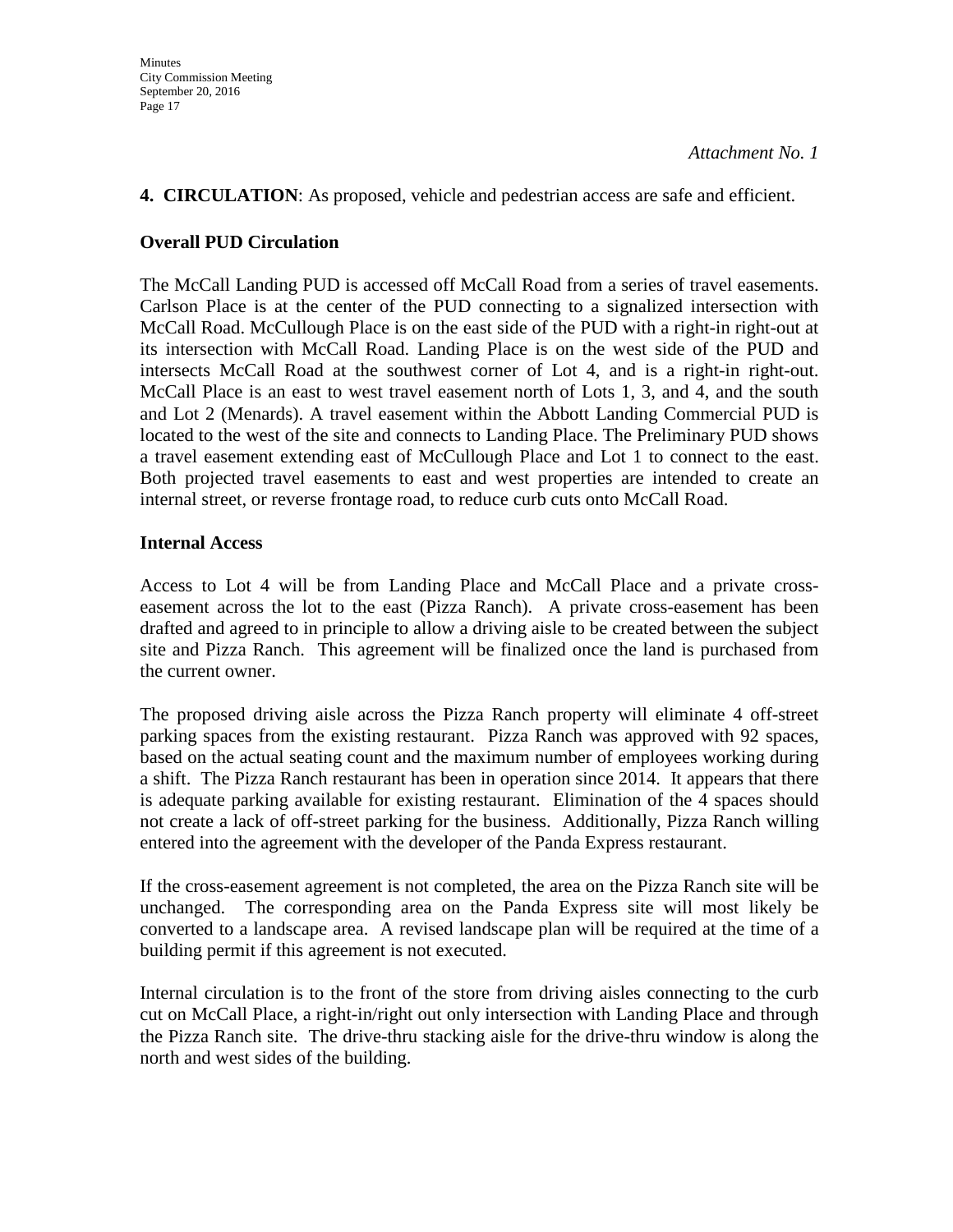*Attachment No. 1*

**4. CIRCULATION**: As proposed, vehicle and pedestrian access are safe and efficient.

**Overall PUD Circulation**

The McCall Landing PUD is accessed off McCall Road from a series of travel easements. Carlson Place is at the center of the PUD connecting to a signalized intersection with McCall Road. McCullough Place is on the east side of the PUD with a right-in right-out at its intersection with McCall Road. Landing Place is on the west side of the PUD and intersects McCall Road at the southwest corner of Lot 4, and is a right-in right-out. McCall Place is an east to west travel easement north of Lots 1, 3, and 4, and the south and Lot 2 (Menards). A travel easement within the Abbott Landing Commercial PUD is located to the west of the site and connects to Landing Place. The Preliminary PUD shows a travel easement extending east of McCullough Place and Lot 1 to connect to the east. Both projected travel easements to east and west properties are intended to create an internal street, or reverse frontage road, to reduce curb cuts onto McCall Road.

**Internal Access**

Access to Lot 4 will be from Landing Place and McCall Place and a private cross-easement across the lot to the east (Pizza Ranch). A private cross-easement has been drafted and agreed to in principle to allow a driving aisle to be created between the subject site and Pizza Ranch. This agreement will be finalized once the land is purchased from the current owner.

The proposed driving aisle across the Pizza Ranch property will eliminate 4 off-street parking spaces from the existing restaurant. Pizza Ranch was approved with 92 spaces, based on the actual seating count and the maximum number of employees working during a shift. The Pizza Ranch restaurant has been in operation since 2014. It appears that there is adequate parking available for existing restaurant. Elimination of the 4 spaces should not create a lack of off-street parking for the business. Additionally, Pizza Ranch willing entered into the agreement with the developer of the Panda Express restaurant.

If the cross-easement agreement is not completed, the area on the Pizza Ranch site will be unchanged. The corresponding area on the Panda Express site will most likely be converted to a landscape area. A revised landscape plan will be required at the time of a building permit if this agreement is not executed.

Internal circulation is to the front of the store from driving aisles connecting to the curb cut on McCall Place, a right-in/right out only intersection with Landing Place and through the Pizza Ranch site. The drive-thru stacking aisle for the drive-thru window is along the north and west sides of the building.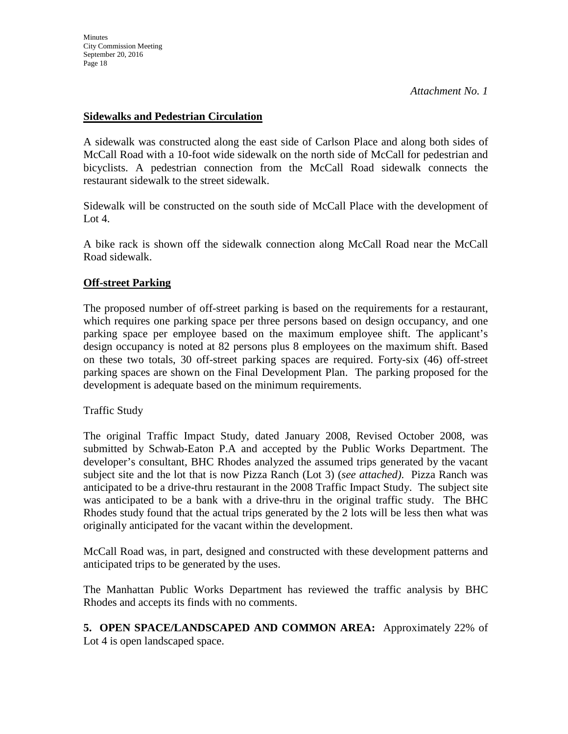*Attachment No. 1*

**Sidewalks and Pedestrian Circulation**

A sidewalk was constructed along the east side of Carlson Place and along both sides of McCall Road with a 10-foot wide sidewalk on the north side of McCall for pedestrian and bicyclists. A pedestrian connection from the McCall Road sidewalk connects the restaurant sidewalk to the street sidewalk.

Sidewalk will be constructed on the south side of McCall Place with the development of Lot 4.

A bike rack is shown off the sidewalk connection along McCall Road near the McCall Road sidewalk.

**Off-street Parking**

The proposed number of off-street parking is based on the requirements for a restaurant, which requires one parking space per three persons based on design occupancy, and one parking space per employee based on the maximum employee shift. The applicant's design occupancy is noted at 82 persons plus 8 employees on the maximum shift. Based on these two totals, 30 off-street parking spaces are required. Forty-six (46) off-street parking spaces are shown on the Final Development Plan. The parking proposed for the development is adequate based on the minimum requirements.

Traffic Study

The original Traffic Impact Study, dated January 2008, Revised October 2008, was submitted by Schwab-Eaton P.A and accepted by the Public Works Department. The developer's consultant, BHC Rhodes analyzed the assumed trips generated by the vacant subject site and the lot that is now Pizza Ranch (Lot 3) (*see attached)*. Pizza Ranch was anticipated to be a drive-thru restaurant in the 2008 Traffic Impact Study. The subject site was anticipated to be a bank with a drive-thru in the original traffic study. The BHC Rhodes study found that the actual trips generated by the 2 lots will be less then what was originally anticipated for the vacant within the development.

McCall Road was, in part, designed and constructed with these development patterns and anticipated trips to be generated by the uses.

The Manhattan Public Works Department has reviewed the traffic analysis by BHC Rhodes and accepts its finds with no comments.

**5. OPEN SPACE/LANDSCAPED AND COMMON AREA:** Approximately 22% of Lot 4 is open landscaped space.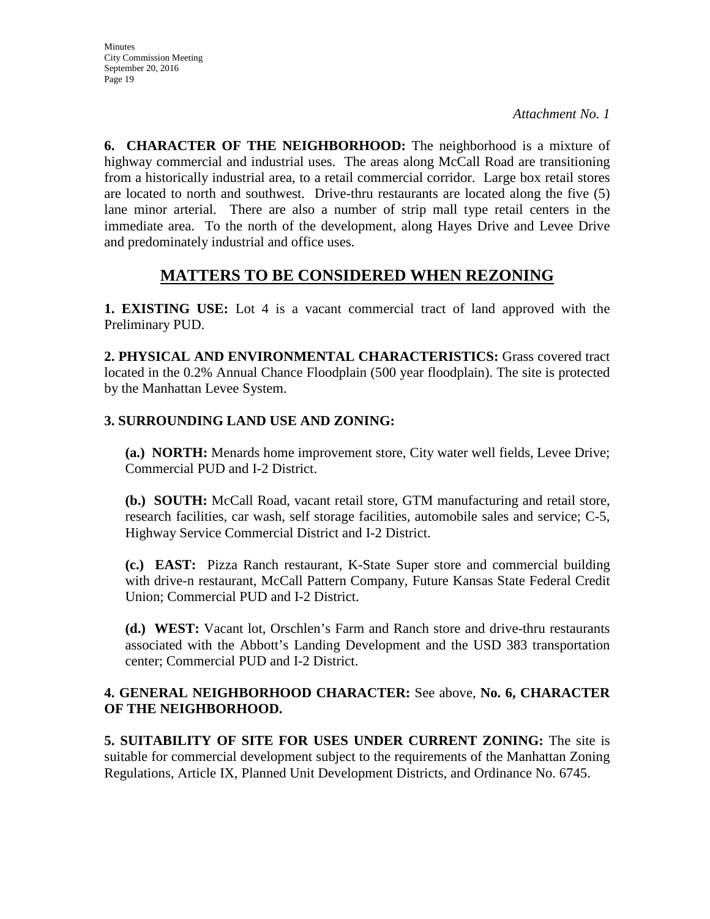*Attachment No. 1*

**6. CHARACTER OF THE NEIGHBORHOOD:** The neighborhood is a mixture of highway commercial and industrial uses. The areas along McCall Road are transitioning from a historically industrial area, to a retail commercial corridor. Large box retail stores are located to north and southwest. Drive-thru restaurants are located along the five (5) lane minor arterial. There are also a number of strip mall type retail centers in the immediate area. To the north of the development, along Hayes Drive and Levee Drive and predominately industrial and office uses.

## MATTERS TO BE CONSIDERED WHEN REZONING

**1. EXISTING USE:** Lot 4 is a vacant commercial tract of land approved with the Preliminary PUD.

**2. PHYSICAL AND ENVIRONMENTAL CHARACTERISTICS:** Grass covered tract located in the 0.2% Annual Chance Floodplain (500 year floodplain). The site is protected by the Manhattan Levee System.

**3. SURROUNDING LAND USE AND ZONING:**

**(a.) NORTH:** Menards home improvement store, City water well fields, Levee Drive; Commercial PUD and I-2 District.

**(b.) SOUTH:** McCall Road, vacant retail store, GTM manufacturing and retail store, research facilities, car wash, self storage facilities, automobile sales and service; C-5, Highway Service Commercial District and I-2 District.

**(c.) EAST:** Pizza Ranch restaurant, K-State Super store and commercial building with drive-n restaurant, McCall Pattern Company, Future Kansas State Federal Credit Union; Commercial PUD and I-2 District.

**(d.) WEST:** Vacant lot, Orschlen's Farm and Ranch store and drive-thru restaurants associated with the Abbott's Landing Development and the USD 383 transportation center; Commercial PUD and I-2 District.

**4. GENERAL NEIGHBORHOOD CHARACTER:** See above, **No. 6, CHARACTER OF THE NEIGHBORHOOD.**

**5. SUITABILITY OF SITE FOR USES UNDER CURRENT ZONING:** The site is suitable for commercial development subject to the requirements of the Manhattan Zoning Regulations, Article IX, Planned Unit Development Districts, and Ordinance No. 6745.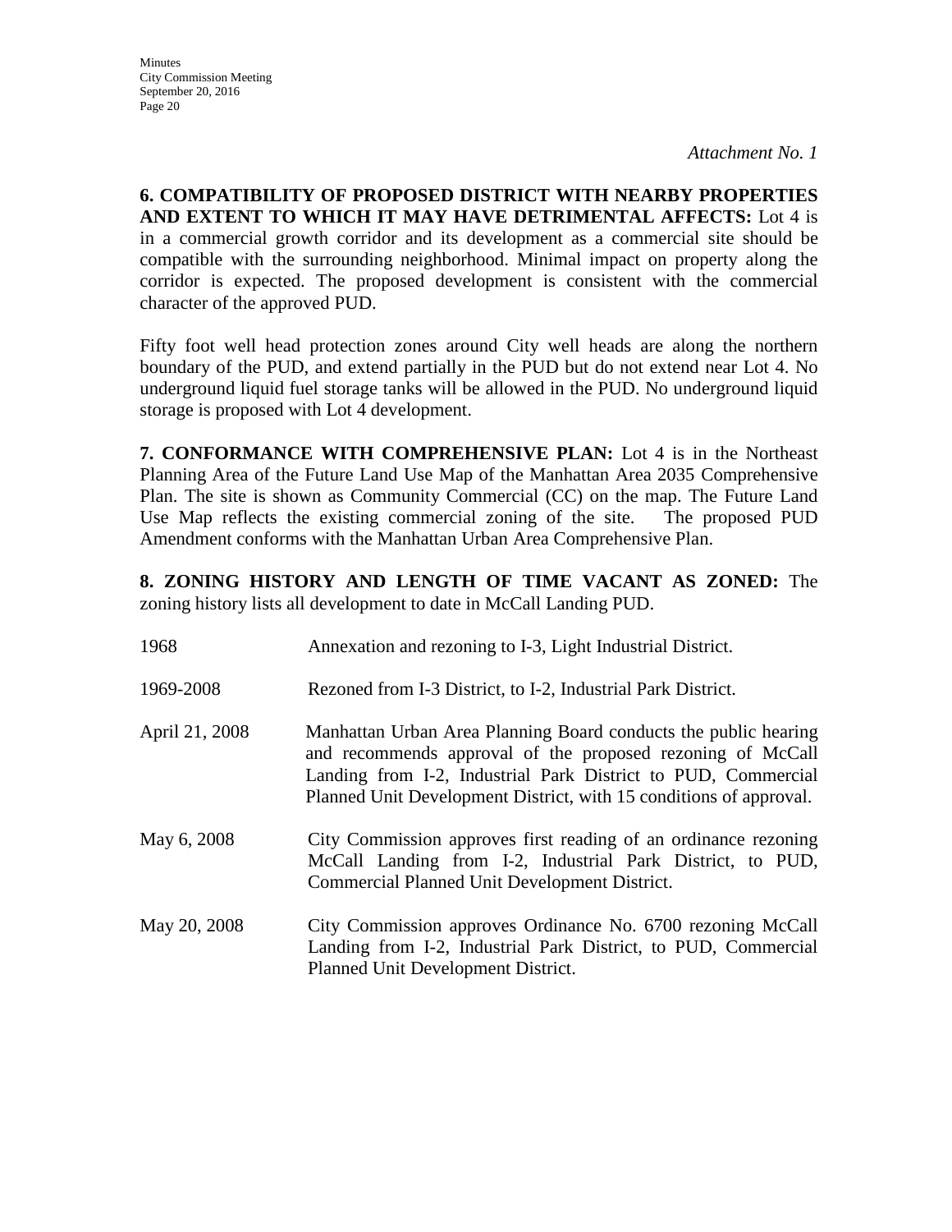*Attachment No. 1*

**6. COMPATIBILITY OF PROPOSED DISTRICT WITH NEARBY PROPERTIES AND EXTENT TO WHICH IT MAY HAVE DETRIMENTAL AFFECTS:** Lot 4 is in a commercial growth corridor and its development as a commercial site should be compatible with the surrounding neighborhood. Minimal impact on property along the corridor is expected. The proposed development is consistent with the commercial character of the approved PUD.

Fifty foot well head protection zones around City well heads are along the northern boundary of the PUD, and extend partially in the PUD but do not extend near Lot 4. No underground liquid fuel storage tanks will be allowed in the PUD. No underground liquid storage is proposed with Lot 4 development.

**7. CONFORMANCE WITH COMPREHENSIVE PLAN:** Lot 4 is in the Northeast Planning Area of the Future Land Use Map of the Manhattan Area 2035 Comprehensive Plan. The site is shown as Community Commercial (CC) on the map. The Future Land Use Map reflects the existing commercial zoning of the site. The proposed PUD Amendment conforms with the Manhattan Urban Area Comprehensive Plan.

**8. ZONING HISTORY AND LENGTH OF TIME VACANT AS ZONED:** The zoning history lists all development to date in McCall Landing PUD.

| | |
|---|---|
| 1968 | Annexation and rezoning to I-3, Light Industrial District. |
| 1969-2008 | Rezoned from I-3 District, to I-2, Industrial Park District. |
| April 21, 2008 | Manhattan Urban Area Planning Board conducts the public hearing and recommends approval of the proposed rezoning of McCall Landing from I-2, Industrial Park District to PUD, Commercial Planned Unit Development District, with 15 conditions of approval. |
| May 6, 2008 | City Commission approves first reading of an ordinance rezoning McCall Landing from I-2, Industrial Park District, to PUD, Commercial Planned Unit Development District. |
| May 20, 2008 | City Commission approves Ordinance No. 6700 rezoning McCall Landing from I-2, Industrial Park District, to PUD, Commercial Planned Unit Development District. |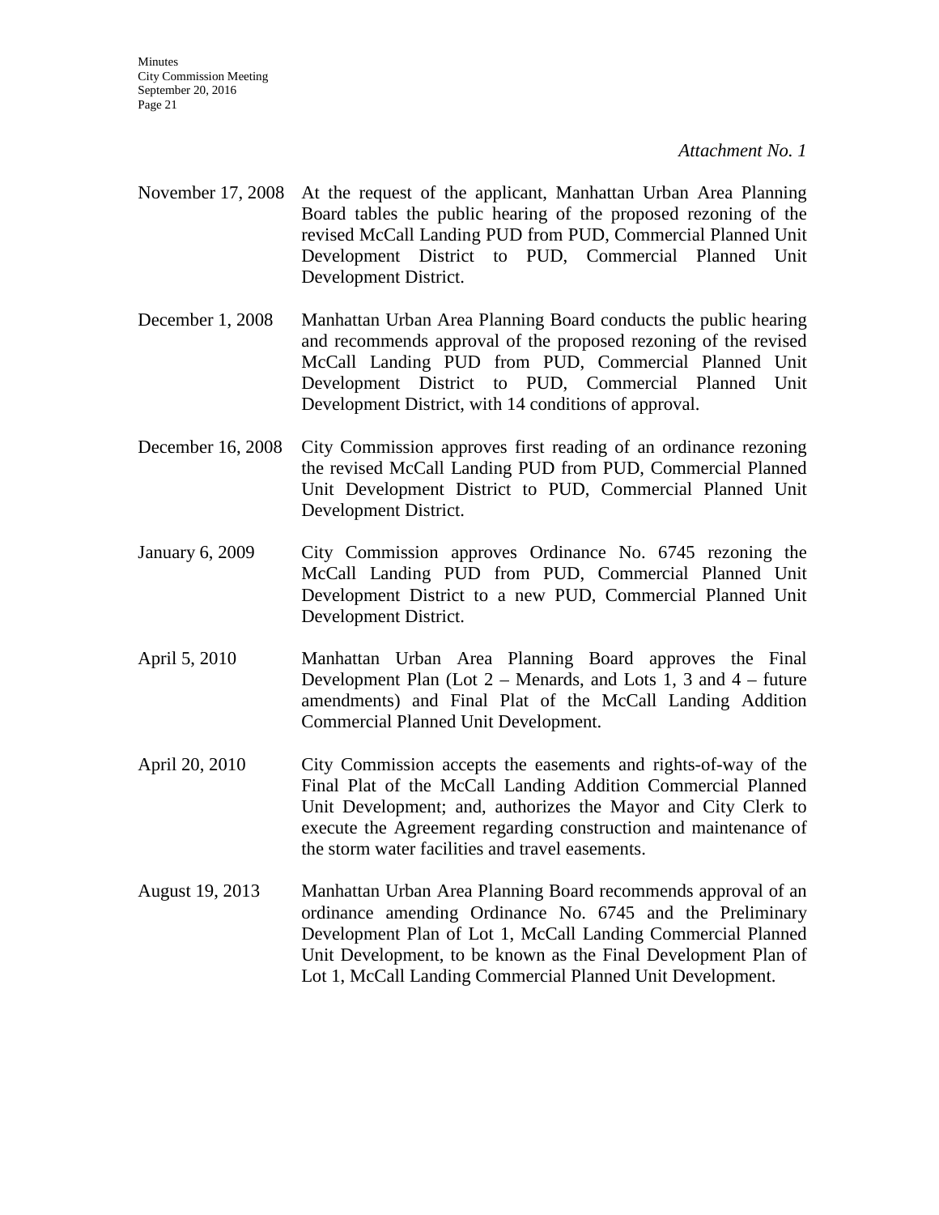*Attachment No. 1*

November 17, 2008 At the request of the applicant, Manhattan Urban Area Planning Board tables the public hearing of the proposed rezoning of the revised McCall Landing PUD from PUD, Commercial Planned Unit Development District to PUD, Commercial Planned Unit Development District.

December 1, 2008 Manhattan Urban Area Planning Board conducts the public hearing and recommends approval of the proposed rezoning of the revised McCall Landing PUD from PUD, Commercial Planned Unit Development District to PUD, Commercial Planned Unit Development District, with 14 conditions of approval.

December 16, 2008 City Commission approves first reading of an ordinance rezoning the revised McCall Landing PUD from PUD, Commercial Planned Unit Development District to PUD, Commercial Planned Unit Development District.

January 6, 2009 City Commission approves Ordinance No. 6745 rezoning the McCall Landing PUD from PUD, Commercial Planned Unit Development District to a new PUD, Commercial Planned Unit Development District.

April 5, 2010 Manhattan Urban Area Planning Board approves the Final Development Plan (Lot 2 – Menards, and Lots 1, 3 and 4 – future amendments) and Final Plat of the McCall Landing Addition Commercial Planned Unit Development.

April 20, 2010 City Commission accepts the easements and rights-of-way of the Final Plat of the McCall Landing Addition Commercial Planned Unit Development; and, authorizes the Mayor and City Clerk to execute the Agreement regarding construction and maintenance of the storm water facilities and travel easements.

August 19, 2013 Manhattan Urban Area Planning Board recommends approval of an ordinance amending Ordinance No. 6745 and the Preliminary Development Plan of Lot 1, McCall Landing Commercial Planned Unit Development, to be known as the Final Development Plan of Lot 1, McCall Landing Commercial Planned Unit Development.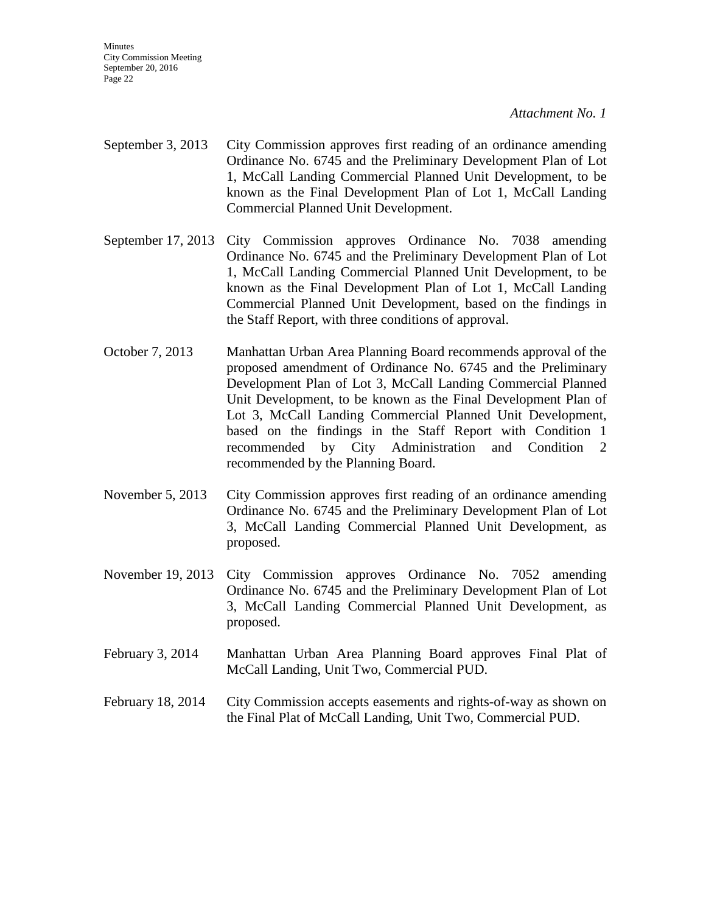*Attachment No. 1*

September 3, 2013 City Commission approves first reading of an ordinance amending Ordinance No. 6745 and the Preliminary Development Plan of Lot 1, McCall Landing Commercial Planned Unit Development, to be known as the Final Development Plan of Lot 1, McCall Landing Commercial Planned Unit Development.

September 17, 2013 City Commission approves Ordinance No. 7038 amending Ordinance No. 6745 and the Preliminary Development Plan of Lot 1, McCall Landing Commercial Planned Unit Development, to be known as the Final Development Plan of Lot 1, McCall Landing Commercial Planned Unit Development, based on the findings in the Staff Report, with three conditions of approval.

October 7, 2013 Manhattan Urban Area Planning Board recommends approval of the proposed amendment of Ordinance No. 6745 and the Preliminary Development Plan of Lot 3, McCall Landing Commercial Planned Unit Development, to be known as the Final Development Plan of Lot 3, McCall Landing Commercial Planned Unit Development, based on the findings in the Staff Report with Condition 1 recommended by City Administration and Condition 2 recommended by the Planning Board.

November 5, 2013 City Commission approves first reading of an ordinance amending Ordinance No. 6745 and the Preliminary Development Plan of Lot 3, McCall Landing Commercial Planned Unit Development, as proposed.

November 19, 2013 City Commission approves Ordinance No. 7052 amending Ordinance No. 6745 and the Preliminary Development Plan of Lot 3, McCall Landing Commercial Planned Unit Development, as proposed.

February 3, 2014 Manhattan Urban Area Planning Board approves Final Plat of McCall Landing, Unit Two, Commercial PUD.

February 18, 2014 City Commission accepts easements and rights-of-way as shown on the Final Plat of McCall Landing, Unit Two, Commercial PUD.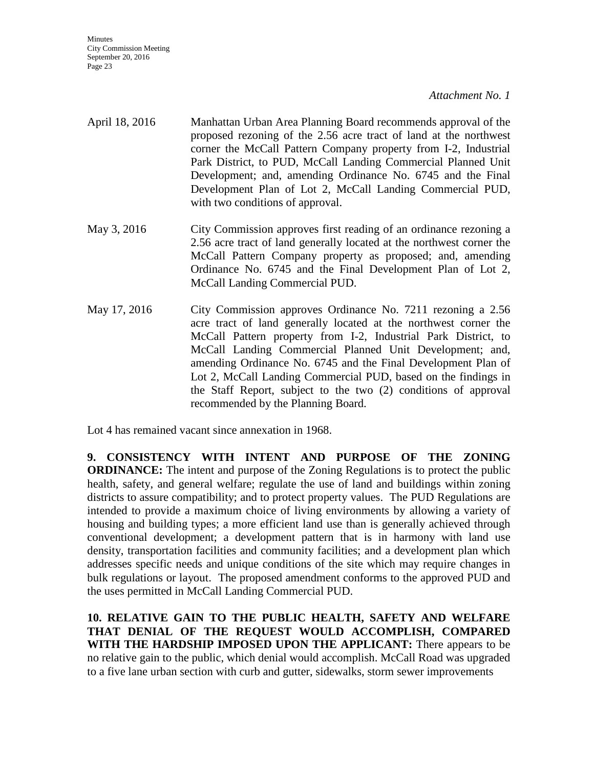*Attachment No. 1*

April 18, 2016 — Manhattan Urban Area Planning Board recommends approval of the proposed rezoning of the 2.56 acre tract of land at the northwest corner the McCall Pattern Company property from I-2, Industrial Park District, to PUD, McCall Landing Commercial Planned Unit Development; and, amending Ordinance No. 6745 and the Final Development Plan of Lot 2, McCall Landing Commercial PUD, with two conditions of approval.

May 3, 2016 — City Commission approves first reading of an ordinance rezoning a 2.56 acre tract of land generally located at the northwest corner the McCall Pattern Company property as proposed; and, amending Ordinance No. 6745 and the Final Development Plan of Lot 2, McCall Landing Commercial PUD.

May 17, 2016 — City Commission approves Ordinance No. 7211 rezoning a 2.56 acre tract of land generally located at the northwest corner the McCall Pattern property from I-2, Industrial Park District, to McCall Landing Commercial Planned Unit Development; and, amending Ordinance No. 6745 and the Final Development Plan of Lot 2, McCall Landing Commercial PUD, based on the findings in the Staff Report, subject to the two (2) conditions of approval recommended by the Planning Board.

Lot 4 has remained vacant since annexation in 1968.

**9. CONSISTENCY WITH INTENT AND PURPOSE OF THE ZONING ORDINANCE:** The intent and purpose of the Zoning Regulations is to protect the public health, safety, and general welfare; regulate the use of land and buildings within zoning districts to assure compatibility; and to protect property values. The PUD Regulations are intended to provide a maximum choice of living environments by allowing a variety of housing and building types; a more efficient land use than is generally achieved through conventional development; a development pattern that is in harmony with land use density, transportation facilities and community facilities; and a development plan which addresses specific needs and unique conditions of the site which may require changes in bulk regulations or layout. The proposed amendment conforms to the approved PUD and the uses permitted in McCall Landing Commercial PUD.

**10. RELATIVE GAIN TO THE PUBLIC HEALTH, SAFETY AND WELFARE THAT DENIAL OF THE REQUEST WOULD ACCOMPLISH, COMPARED WITH THE HARDSHIP IMPOSED UPON THE APPLICANT:** There appears to be no relative gain to the public, which denial would accomplish. McCall Road was upgraded to a five lane urban section with curb and gutter, sidewalks, storm sewer improvements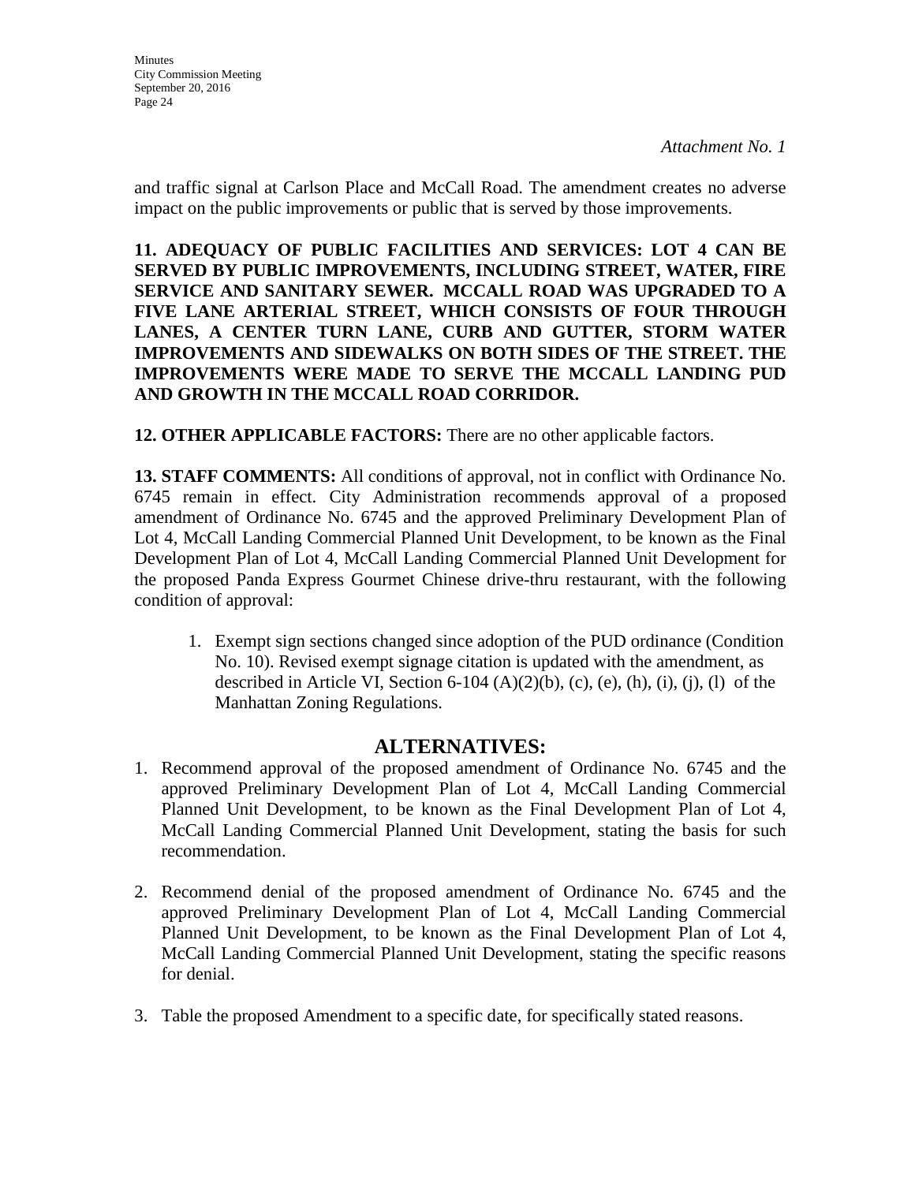*Attachment No. 1*

and traffic signal at Carlson Place and McCall Road. The amendment creates no adverse impact on the public improvements or public that is served by those improvements.

**11. ADEQUACY OF PUBLIC FACILITIES AND SERVICES: LOT 4 CAN BE SERVED BY PUBLIC IMPROVEMENTS, INCLUDING STREET, WATER, FIRE SERVICE AND SANITARY SEWER. MCCALL ROAD WAS UPGRADED TO A FIVE LANE ARTERIAL STREET, WHICH CONSISTS OF FOUR THROUGH LANES, A CENTER TURN LANE, CURB AND GUTTER, STORM WATER IMPROVEMENTS AND SIDEWALKS ON BOTH SIDES OF THE STREET. THE IMPROVEMENTS WERE MADE TO SERVE THE MCCALL LANDING PUD AND GROWTH IN THE MCCALL ROAD CORRIDOR.**

**12. OTHER APPLICABLE FACTORS:** There are no other applicable factors.

**13. STAFF COMMENTS:** All conditions of approval, not in conflict with Ordinance No. 6745 remain in effect. City Administration recommends approval of a proposed amendment of Ordinance No. 6745 and the approved Preliminary Development Plan of Lot 4, McCall Landing Commercial Planned Unit Development, to be known as the Final Development Plan of Lot 4, McCall Landing Commercial Planned Unit Development for the proposed Panda Express Gourmet Chinese drive-thru restaurant, with the following condition of approval:

1. Exempt sign sections changed since adoption of the PUD ordinance (Condition No. 10). Revised exempt signage citation is updated with the amendment, as described in Article VI, Section 6-104 (A)(2)(b), (c), (e), (h), (i), (j), (l) of the Manhattan Zoning Regulations.

## ALTERNATIVES:

1. Recommend approval of the proposed amendment of Ordinance No. 6745 and the approved Preliminary Development Plan of Lot 4, McCall Landing Commercial Planned Unit Development, to be known as the Final Development Plan of Lot 4, McCall Landing Commercial Planned Unit Development, stating the basis for such recommendation.

2. Recommend denial of the proposed amendment of Ordinance No. 6745 and the approved Preliminary Development Plan of Lot 4, McCall Landing Commercial Planned Unit Development, to be known as the Final Development Plan of Lot 4, McCall Landing Commercial Planned Unit Development, stating the specific reasons for denial.

3. Table the proposed Amendment to a specific date, for specifically stated reasons.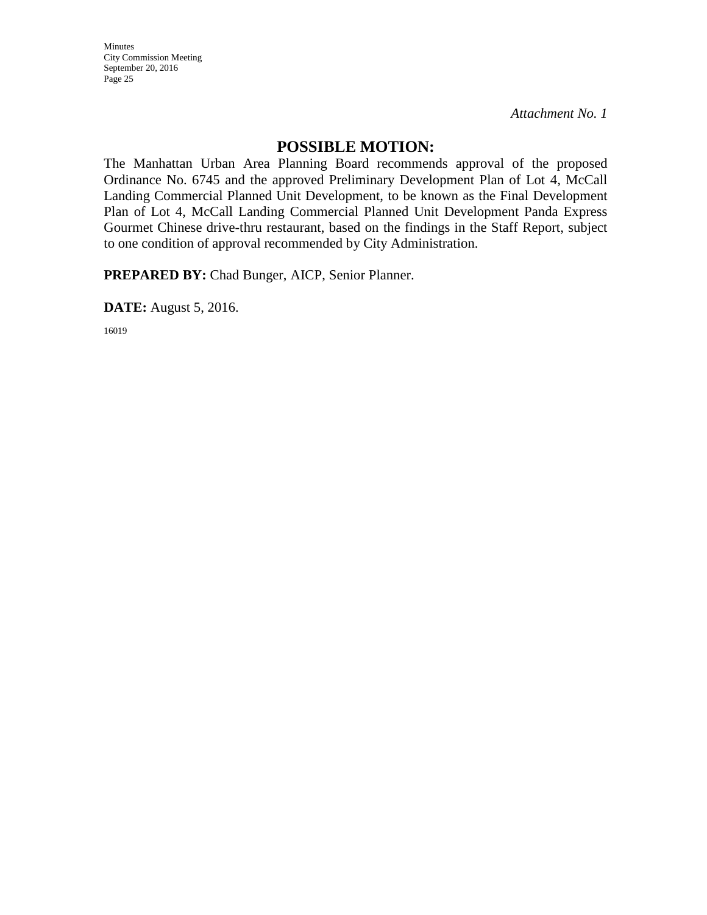*Attachment No. 1*

## POSSIBLE MOTION:

The Manhattan Urban Area Planning Board recommends approval of the proposed Ordinance No. 6745 and the approved Preliminary Development Plan of Lot 4, McCall Landing Commercial Planned Unit Development, to be known as the Final Development Plan of Lot 4, McCall Landing Commercial Planned Unit Development Panda Express Gourmet Chinese drive-thru restaurant, based on the findings in the Staff Report, subject to one condition of approval recommended by City Administration.

**PREPARED BY:** Chad Bunger, AICP, Senior Planner.

**DATE:** August 5, 2016.

16019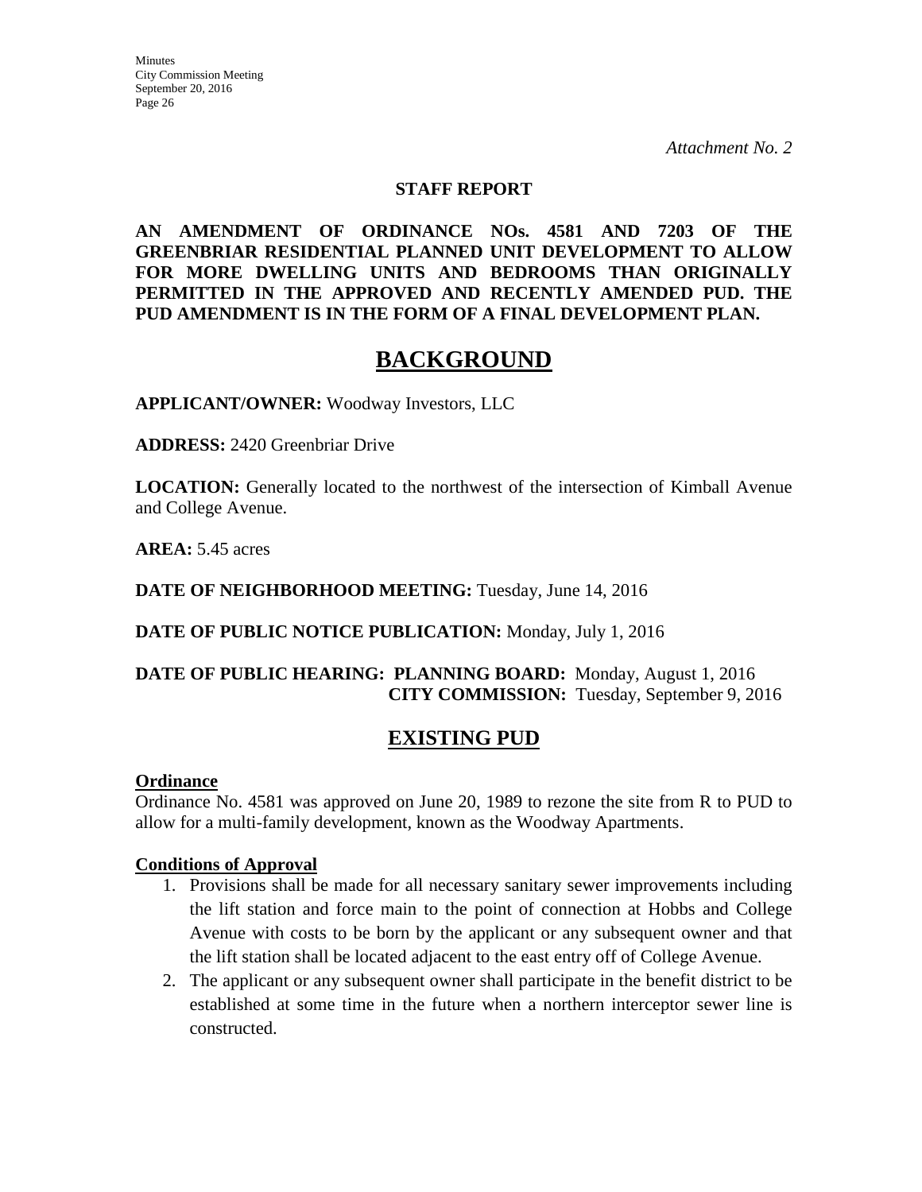*Attachment No. 2*

**STAFF REPORT**

**AN AMENDMENT OF ORDINANCE NOs. 4581 AND 7203 OF THE GREENBRIAR RESIDENTIAL PLANNED UNIT DEVELOPMENT TO ALLOW FOR MORE DWELLING UNITS AND BEDROOMS THAN ORIGINALLY PERMITTED IN THE APPROVED AND RECENTLY AMENDED PUD. THE PUD AMENDMENT IS IN THE FORM OF A FINAL DEVELOPMENT PLAN.**

# BACKGROUND

**APPLICANT/OWNER:** Woodway Investors, LLC

**ADDRESS:** 2420 Greenbriar Drive

**LOCATION:** Generally located to the northwest of the intersection of Kimball Avenue and College Avenue.

**AREA:** 5.45 acres

**DATE OF NEIGHBORHOOD MEETING:** Tuesday, June 14, 2016

**DATE OF PUBLIC NOTICE PUBLICATION:** Monday, July 1, 2016

**DATE OF PUBLIC HEARING: PLANNING BOARD:** Monday, August 1, 2016
**CITY COMMISSION:** Tuesday, September 9, 2016

## EXISTING PUD

**Ordinance**

Ordinance No. 4581 was approved on June 20, 1989 to rezone the site from R to PUD to allow for a multi-family development, known as the Woodway Apartments.

**Conditions of Approval**

1. Provisions shall be made for all necessary sanitary sewer improvements including the lift station and force main to the point of connection at Hobbs and College Avenue with costs to be born by the applicant or any subsequent owner and that the lift station shall be located adjacent to the east entry off of College Avenue.
2. The applicant or any subsequent owner shall participate in the benefit district to be established at some time in the future when a northern interceptor sewer line is constructed.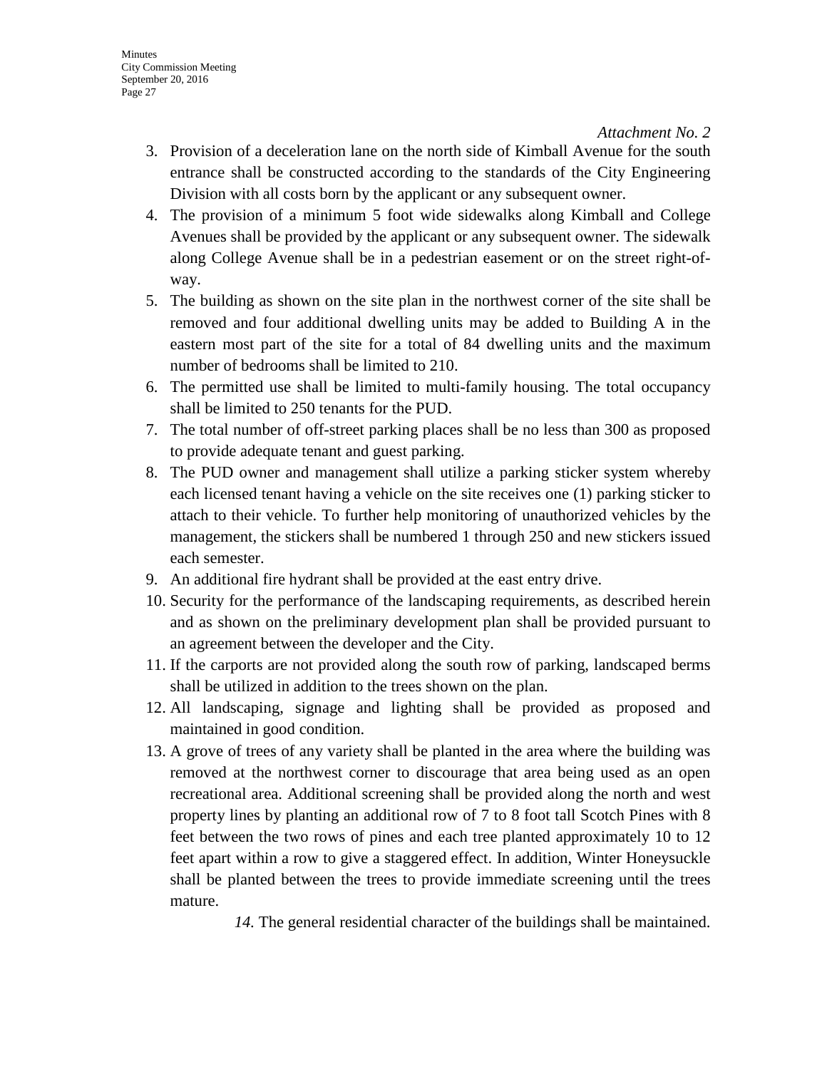*Attachment No. 2*

3. Provision of a deceleration lane on the north side of Kimball Avenue for the south entrance shall be constructed according to the standards of the City Engineering Division with all costs born by the applicant or any subsequent owner.
4. The provision of a minimum 5 foot wide sidewalks along Kimball and College Avenues shall be provided by the applicant or any subsequent owner. The sidewalk along College Avenue shall be in a pedestrian easement or on the street right-of-way.
5. The building as shown on the site plan in the northwest corner of the site shall be removed and four additional dwelling units may be added to Building A in the eastern most part of the site for a total of 84 dwelling units and the maximum number of bedrooms shall be limited to 210.
6. The permitted use shall be limited to multi-family housing. The total occupancy shall be limited to 250 tenants for the PUD.
7. The total number of off-street parking places shall be no less than 300 as proposed to provide adequate tenant and guest parking.
8. The PUD owner and management shall utilize a parking sticker system whereby each licensed tenant having a vehicle on the site receives one (1) parking sticker to attach to their vehicle. To further help monitoring of unauthorized vehicles by the management, the stickers shall be numbered 1 through 250 and new stickers issued each semester.
9. An additional fire hydrant shall be provided at the east entry drive.
10. Security for the performance of the landscaping requirements, as described herein and as shown on the preliminary development plan shall be provided pursuant to an agreement between the developer and the City.
11. If the carports are not provided along the south row of parking, landscaped berms shall be utilized in addition to the trees shown on the plan.
12. All landscaping, signage and lighting shall be provided as proposed and maintained in good condition.
13. A grove of trees of any variety shall be planted in the area where the building was removed at the northwest corner to discourage that area being used as an open recreational area. Additional screening shall be provided along the north and west property lines by planting an additional row of 7 to 8 foot tall Scotch Pines with 8 feet between the two rows of pines and each tree planted approximately 10 to 12 feet apart within a row to give a staggered effect. In addition, Winter Honeysuckle shall be planted between the trees to provide immediate screening until the trees mature.
14. The general residential character of the buildings shall be maintained.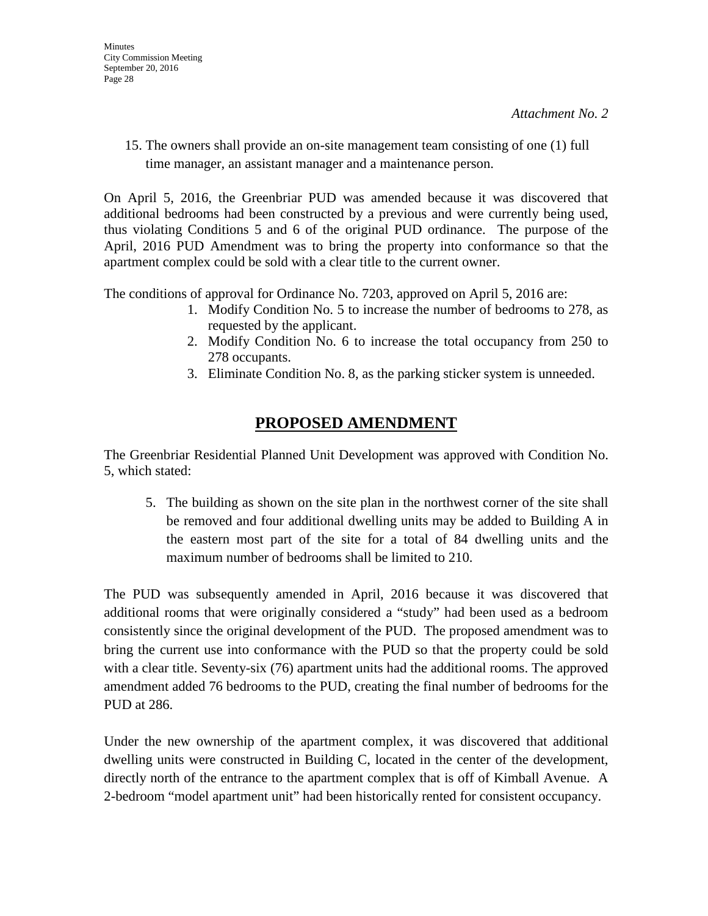*Attachment No. 2*

15. The owners shall provide an on-site management team consisting of one (1) full time manager, an assistant manager and a maintenance person.

On April 5, 2016, the Greenbriar PUD was amended because it was discovered that additional bedrooms had been constructed by a previous and were currently being used, thus violating Conditions 5 and 6 of the original PUD ordinance. The purpose of the April, 2016 PUD Amendment was to bring the property into conformance so that the apartment complex could be sold with a clear title to the current owner.

The conditions of approval for Ordinance No. 7203, approved on April 5, 2016 are:

1. Modify Condition No. 5 to increase the number of bedrooms to 278, as requested by the applicant.
2. Modify Condition No. 6 to increase the total occupancy from 250 to 278 occupants.
3. Eliminate Condition No. 8, as the parking sticker system is unneeded.

## PROPOSED AMENDMENT

The Greenbriar Residential Planned Unit Development was approved with Condition No. 5, which stated:

> 5. The building as shown on the site plan in the northwest corner of the site shall be removed and four additional dwelling units may be added to Building A in the eastern most part of the site for a total of 84 dwelling units and the maximum number of bedrooms shall be limited to 210.

The PUD was subsequently amended in April, 2016 because it was discovered that additional rooms that were originally considered a "study" had been used as a bedroom consistently since the original development of the PUD. The proposed amendment was to bring the current use into conformance with the PUD so that the property could be sold with a clear title. Seventy-six (76) apartment units had the additional rooms. The approved amendment added 76 bedrooms to the PUD, creating the final number of bedrooms for the PUD at 286.

Under the new ownership of the apartment complex, it was discovered that additional dwelling units were constructed in Building C, located in the center of the development, directly north of the entrance to the apartment complex that is off of Kimball Avenue. A 2-bedroom "model apartment unit" had been historically rented for consistent occupancy.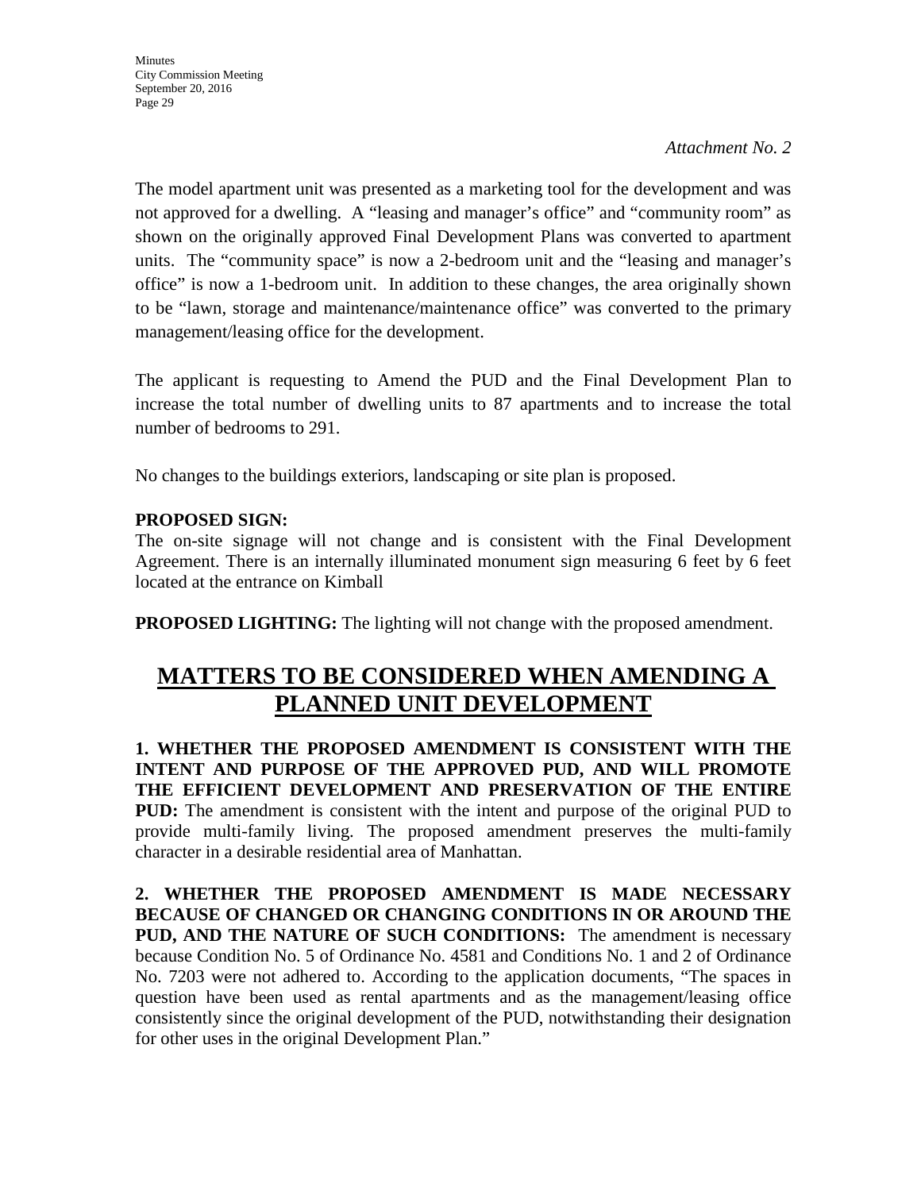*Attachment No. 2*

The model apartment unit was presented as a marketing tool for the development and was not approved for a dwelling. A "leasing and manager's office" and "community room" as shown on the originally approved Final Development Plans was converted to apartment units. The "community space" is now a 2-bedroom unit and the "leasing and manager's office" is now a 1-bedroom unit. In addition to these changes, the area originally shown to be "lawn, storage and maintenance/maintenance office" was converted to the primary management/leasing office for the development.

The applicant is requesting to Amend the PUD and the Final Development Plan to increase the total number of dwelling units to 87 apartments and to increase the total number of bedrooms to 291.

No changes to the buildings exteriors, landscaping or site plan is proposed.

**PROPOSED SIGN:**
The on-site signage will not change and is consistent with the Final Development Agreement. There is an internally illuminated monument sign measuring 6 feet by 6 feet located at the entrance on Kimball

**PROPOSED LIGHTING:** The lighting will not change with the proposed amendment.

## MATTERS TO BE CONSIDERED WHEN AMENDING A PLANNED UNIT DEVELOPMENT

**1. WHETHER THE PROPOSED AMENDMENT IS CONSISTENT WITH THE INTENT AND PURPOSE OF THE APPROVED PUD, AND WILL PROMOTE THE EFFICIENT DEVELOPMENT AND PRESERVATION OF THE ENTIRE PUD:** The amendment is consistent with the intent and purpose of the original PUD to provide multi-family living. The proposed amendment preserves the multi-family character in a desirable residential area of Manhattan.

**2. WHETHER THE PROPOSED AMENDMENT IS MADE NECESSARY BECAUSE OF CHANGED OR CHANGING CONDITIONS IN OR AROUND THE PUD, AND THE NATURE OF SUCH CONDITIONS:** The amendment is necessary because Condition No. 5 of Ordinance No. 4581 and Conditions No. 1 and 2 of Ordinance No. 7203 were not adhered to. According to the application documents, "The spaces in question have been used as rental apartments and as the management/leasing office consistently since the original development of the PUD, notwithstanding their designation for other uses in the original Development Plan."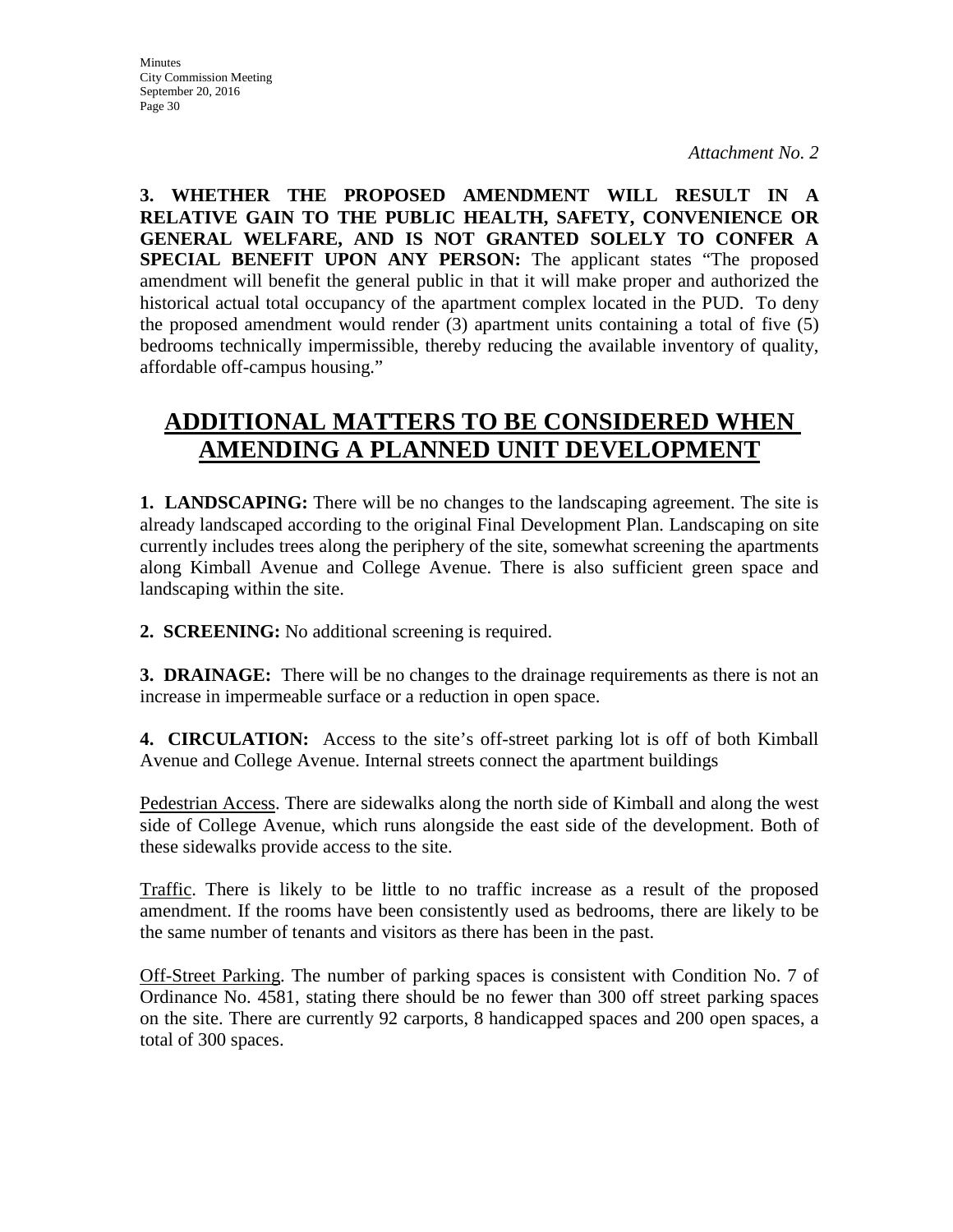*Attachment No. 2*

**3. WHETHER THE PROPOSED AMENDMENT WILL RESULT IN A RELATIVE GAIN TO THE PUBLIC HEALTH, SAFETY, CONVENIENCE OR GENERAL WELFARE, AND IS NOT GRANTED SOLELY TO CONFER A SPECIAL BENEFIT UPON ANY PERSON:** The applicant states "The proposed amendment will benefit the general public in that it will make proper and authorized the historical actual total occupancy of the apartment complex located in the PUD. To deny the proposed amendment would render (3) apartment units containing a total of five (5) bedrooms technically impermissible, thereby reducing the available inventory of quality, affordable off-campus housing."

## ADDITIONAL MATTERS TO BE CONSIDERED WHEN AMENDING A PLANNED UNIT DEVELOPMENT

**1. LANDSCAPING:** There will be no changes to the landscaping agreement. The site is already landscaped according to the original Final Development Plan. Landscaping on site currently includes trees along the periphery of the site, somewhat screening the apartments along Kimball Avenue and College Avenue. There is also sufficient green space and landscaping within the site.

**2. SCREENING:** No additional screening is required.

**3. DRAINAGE:** There will be no changes to the drainage requirements as there is not an increase in impermeable surface or a reduction in open space.

**4. CIRCULATION:** Access to the site's off-street parking lot is off of both Kimball Avenue and College Avenue. Internal streets connect the apartment buildings

Pedestrian Access. There are sidewalks along the north side of Kimball and along the west side of College Avenue, which runs alongside the east side of the development. Both of these sidewalks provide access to the site.

Traffic. There is likely to be little to no traffic increase as a result of the proposed amendment. If the rooms have been consistently used as bedrooms, there are likely to be the same number of tenants and visitors as there has been in the past.

Off-Street Parking. The number of parking spaces is consistent with Condition No. 7 of Ordinance No. 4581, stating there should be no fewer than 300 off street parking spaces on the site. There are currently 92 carports, 8 handicapped spaces and 200 open spaces, a total of 300 spaces.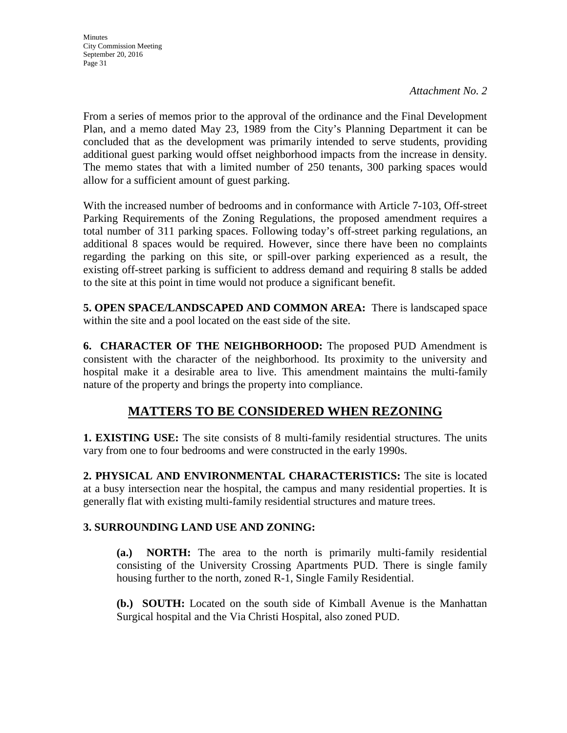*Attachment No. 2*

From a series of memos prior to the approval of the ordinance and the Final Development Plan, and a memo dated May 23, 1989 from the City's Planning Department it can be concluded that as the development was primarily intended to serve students, providing additional guest parking would offset neighborhood impacts from the increase in density. The memo states that with a limited number of 250 tenants, 300 parking spaces would allow for a sufficient amount of guest parking.

With the increased number of bedrooms and in conformance with Article 7-103, Off-street Parking Requirements of the Zoning Regulations, the proposed amendment requires a total number of 311 parking spaces. Following today's off-street parking regulations, an additional 8 spaces would be required. However, since there have been no complaints regarding the parking on this site, or spill-over parking experienced as a result, the existing off-street parking is sufficient to address demand and requiring 8 stalls be added to the site at this point in time would not produce a significant benefit.

**5. OPEN SPACE/LANDSCAPED AND COMMON AREA:** There is landscaped space within the site and a pool located on the east side of the site.

**6. CHARACTER OF THE NEIGHBORHOOD:** The proposed PUD Amendment is consistent with the character of the neighborhood. Its proximity to the university and hospital make it a desirable area to live. This amendment maintains the multi-family nature of the property and brings the property into compliance.

## MATTERS TO BE CONSIDERED WHEN REZONING

**1. EXISTING USE:** The site consists of 8 multi-family residential structures. The units vary from one to four bedrooms and were constructed in the early 1990s.

**2. PHYSICAL AND ENVIRONMENTAL CHARACTERISTICS:** The site is located at a busy intersection near the hospital, the campus and many residential properties. It is generally flat with existing multi-family residential structures and mature trees.

**3. SURROUNDING LAND USE AND ZONING:**

**(a.) NORTH:** The area to the north is primarily multi-family residential consisting of the University Crossing Apartments PUD. There is single family housing further to the north, zoned R-1, Single Family Residential.

**(b.) SOUTH:** Located on the south side of Kimball Avenue is the Manhattan Surgical hospital and the Via Christi Hospital, also zoned PUD.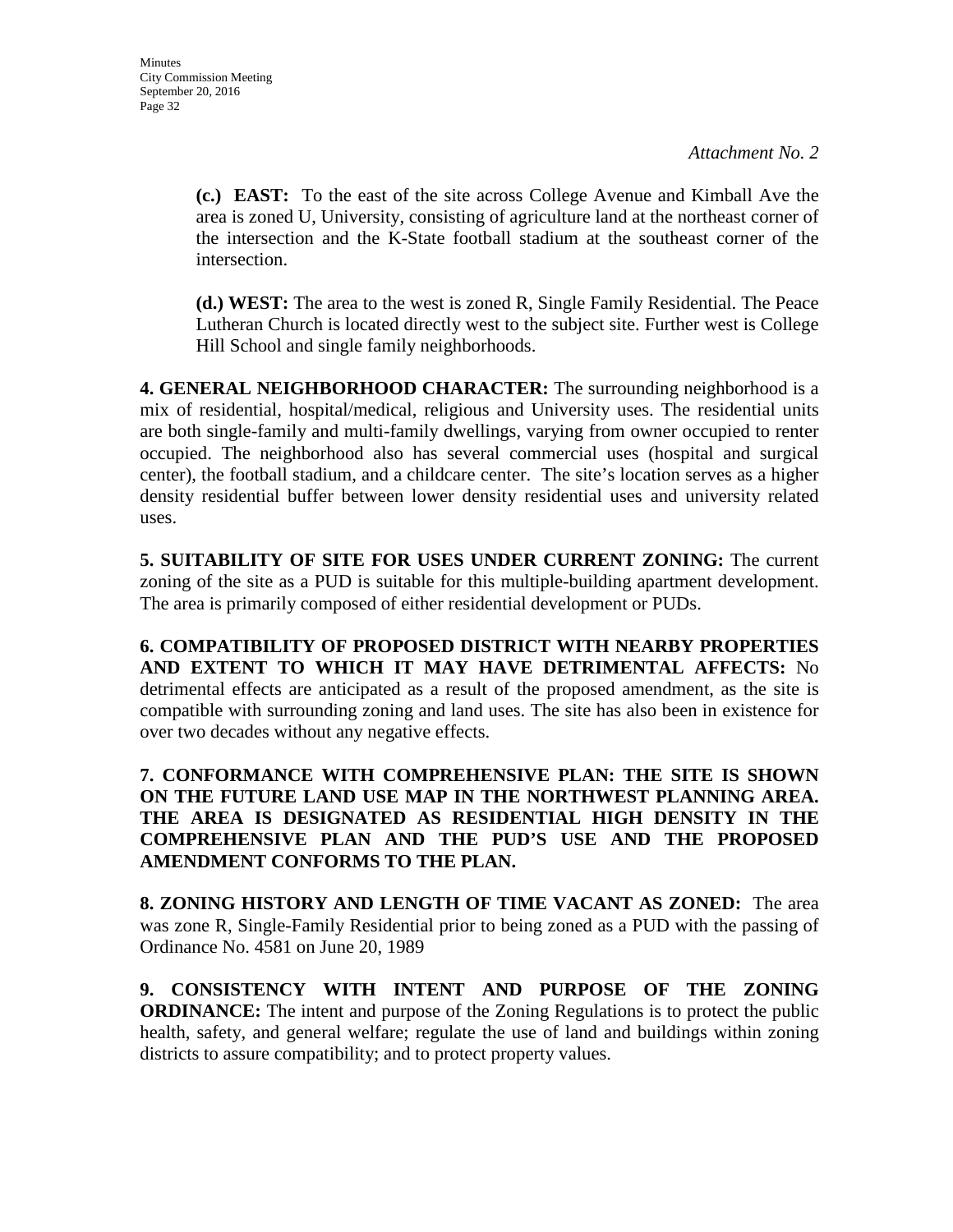*Attachment No. 2*

**(c.) EAST:** To the east of the site across College Avenue and Kimball Ave the area is zoned U, University, consisting of agriculture land at the northeast corner of the intersection and the K-State football stadium at the southeast corner of the intersection.

**(d.) WEST:** The area to the west is zoned R, Single Family Residential. The Peace Lutheran Church is located directly west to the subject site. Further west is College Hill School and single family neighborhoods.

**4. GENERAL NEIGHBORHOOD CHARACTER:** The surrounding neighborhood is a mix of residential, hospital/medical, religious and University uses. The residential units are both single-family and multi-family dwellings, varying from owner occupied to renter occupied. The neighborhood also has several commercial uses (hospital and surgical center), the football stadium, and a childcare center. The site's location serves as a higher density residential buffer between lower density residential uses and university related uses.

**5. SUITABILITY OF SITE FOR USES UNDER CURRENT ZONING:** The current zoning of the site as a PUD is suitable for this multiple-building apartment development. The area is primarily composed of either residential development or PUDs.

**6. COMPATIBILITY OF PROPOSED DISTRICT WITH NEARBY PROPERTIES AND EXTENT TO WHICH IT MAY HAVE DETRIMENTAL AFFECTS:** No detrimental effects are anticipated as a result of the proposed amendment, as the site is compatible with surrounding zoning and land uses. The site has also been in existence for over two decades without any negative effects.

**7. CONFORMANCE WITH COMPREHENSIVE PLAN: THE SITE IS SHOWN ON THE FUTURE LAND USE MAP IN THE NORTHWEST PLANNING AREA. THE AREA IS DESIGNATED AS RESIDENTIAL HIGH DENSITY IN THE COMPREHENSIVE PLAN AND THE PUD'S USE AND THE PROPOSED AMENDMENT CONFORMS TO THE PLAN.**

**8. ZONING HISTORY AND LENGTH OF TIME VACANT AS ZONED:** The area was zone R, Single-Family Residential prior to being zoned as a PUD with the passing of Ordinance No. 4581 on June 20, 1989

**9. CONSISTENCY WITH INTENT AND PURPOSE OF THE ZONING ORDINANCE:** The intent and purpose of the Zoning Regulations is to protect the public health, safety, and general welfare; regulate the use of land and buildings within zoning districts to assure compatibility; and to protect property values.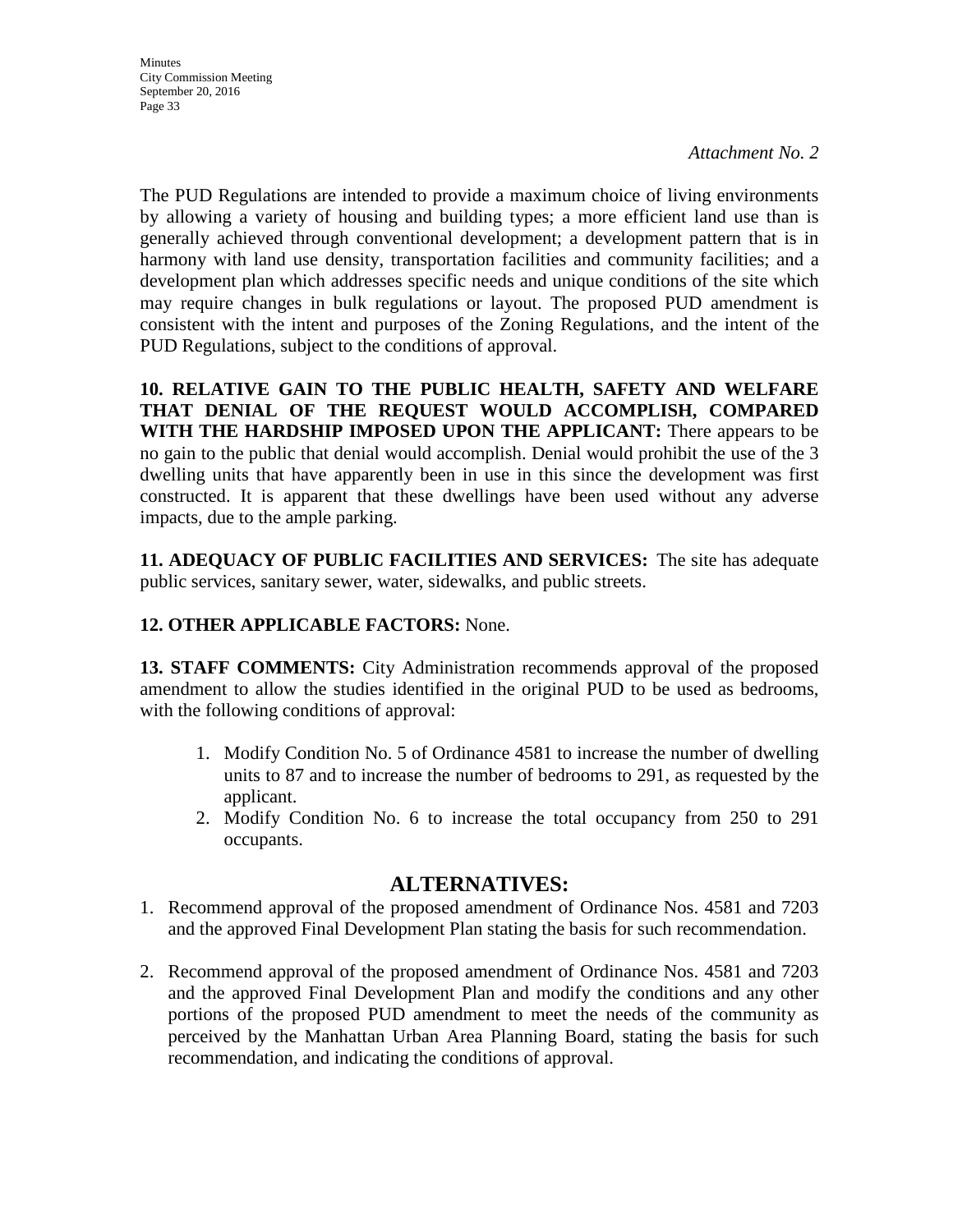*Attachment No. 2*

The PUD Regulations are intended to provide a maximum choice of living environments by allowing a variety of housing and building types; a more efficient land use than is generally achieved through conventional development; a development pattern that is in harmony with land use density, transportation facilities and community facilities; and a development plan which addresses specific needs and unique conditions of the site which may require changes in bulk regulations or layout. The proposed PUD amendment is consistent with the intent and purposes of the Zoning Regulations, and the intent of the PUD Regulations, subject to the conditions of approval.

**10. RELATIVE GAIN TO THE PUBLIC HEALTH, SAFETY AND WELFARE THAT DENIAL OF THE REQUEST WOULD ACCOMPLISH, COMPARED WITH THE HARDSHIP IMPOSED UPON THE APPLICANT:** There appears to be no gain to the public that denial would accomplish. Denial would prohibit the use of the 3 dwelling units that have apparently been in use in this since the development was first constructed. It is apparent that these dwellings have been used without any adverse impacts, due to the ample parking.

**11. ADEQUACY OF PUBLIC FACILITIES AND SERVICES:** The site has adequate public services, sanitary sewer, water, sidewalks, and public streets.

**12. OTHER APPLICABLE FACTORS:** None.

**13. STAFF COMMENTS:** City Administration recommends approval of the proposed amendment to allow the studies identified in the original PUD to be used as bedrooms, with the following conditions of approval:

1. Modify Condition No. 5 of Ordinance 4581 to increase the number of dwelling units to 87 and to increase the number of bedrooms to 291, as requested by the applicant.
2. Modify Condition No. 6 to increase the total occupancy from 250 to 291 occupants.

## ALTERNATIVES:

1. Recommend approval of the proposed amendment of Ordinance Nos. 4581 and 7203 and the approved Final Development Plan stating the basis for such recommendation.
2. Recommend approval of the proposed amendment of Ordinance Nos. 4581 and 7203 and the approved Final Development Plan and modify the conditions and any other portions of the proposed PUD amendment to meet the needs of the community as perceived by the Manhattan Urban Area Planning Board, stating the basis for such recommendation, and indicating the conditions of approval.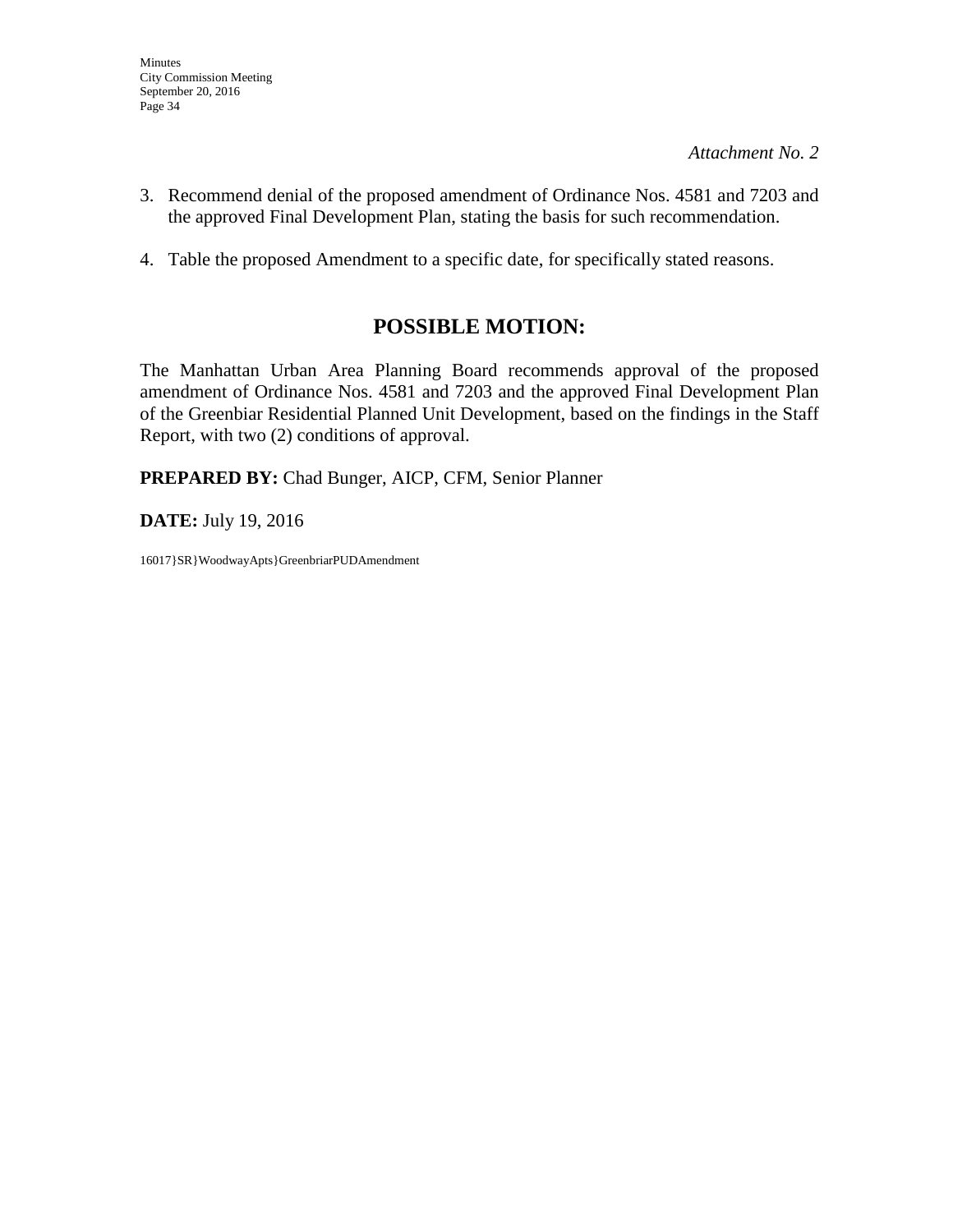*Attachment No. 2*

3. Recommend denial of the proposed amendment of Ordinance Nos. 4581 and 7203 and the approved Final Development Plan, stating the basis for such recommendation.

4. Table the proposed Amendment to a specific date, for specifically stated reasons.

## POSSIBLE MOTION:

The Manhattan Urban Area Planning Board recommends approval of the proposed amendment of Ordinance Nos. 4581 and 7203 and the approved Final Development Plan of the Greenbiar Residential Planned Unit Development, based on the findings in the Staff Report, with two (2) conditions of approval.

**PREPARED BY:** Chad Bunger, AICP, CFM, Senior Planner

**DATE:** July 19, 2016

16017}SR}WoodwayApts}GreenbriarPUDAmendment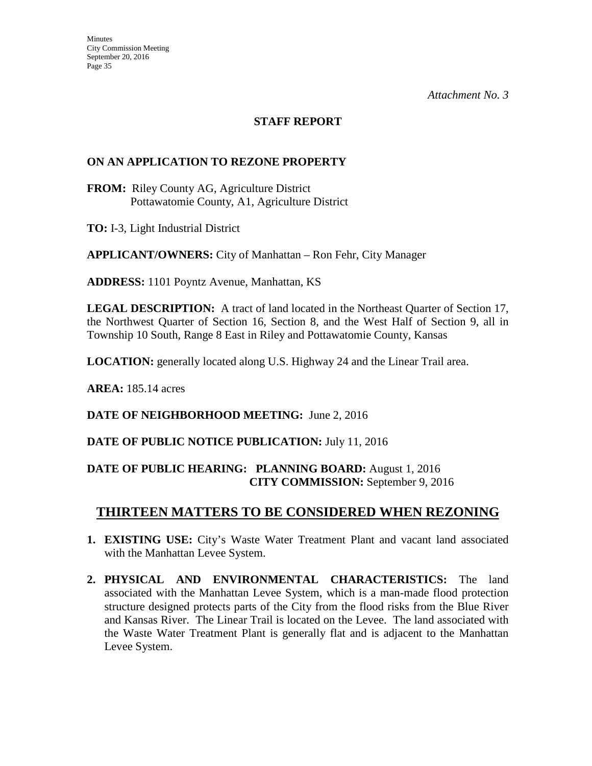*Attachment No. 3*

## STAFF REPORT

### ON AN APPLICATION TO REZONE PROPERTY

**FROM:** Riley County AG, Agriculture District
Pottawatomie County, A1, Agriculture District

**TO:** I-3, Light Industrial District

**APPLICANT/OWNERS:** City of Manhattan – Ron Fehr, City Manager

**ADDRESS:** 1101 Poyntz Avenue, Manhattan, KS

**LEGAL DESCRIPTION:** A tract of land located in the Northeast Quarter of Section 17, the Northwest Quarter of Section 16, Section 8, and the West Half of Section 9, all in Township 10 South, Range 8 East in Riley and Pottawatomie County, Kansas

**LOCATION:** generally located along U.S. Highway 24 and the Linear Trail area.

**AREA:** 185.14 acres

**DATE OF NEIGHBORHOOD MEETING:** June 2, 2016

**DATE OF PUBLIC NOTICE PUBLICATION:** July 11, 2016

**DATE OF PUBLIC HEARING: PLANNING BOARD:** August 1, 2016
**CITY COMMISSION:** September 9, 2016

## THIRTEEN MATTERS TO BE CONSIDERED WHEN REZONING

1. **EXISTING USE:** City's Waste Water Treatment Plant and vacant land associated with the Manhattan Levee System.

2. **PHYSICAL AND ENVIRONMENTAL CHARACTERISTICS:** The land associated with the Manhattan Levee System, which is a man-made flood protection structure designed protects parts of the City from the flood risks from the Blue River and Kansas River. The Linear Trail is located on the Levee. The land associated with the Waste Water Treatment Plant is generally flat and is adjacent to the Manhattan Levee System.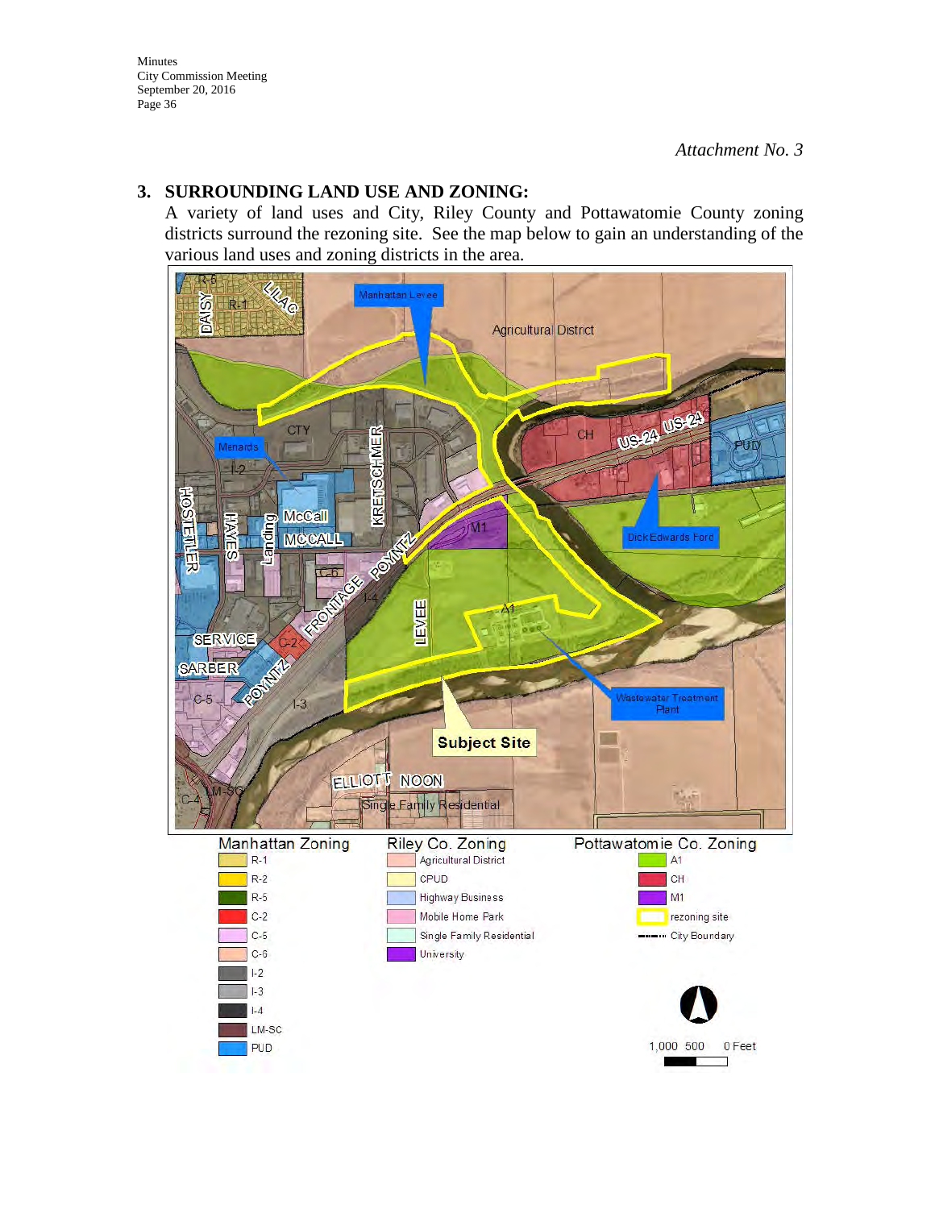*Attachment No. 3*

## 3. SURROUNDING LAND USE AND ZONING:

A variety of land uses and City, Riley County and Pottawatomie County zoning districts surround the rezoning site. See the map below to gain an understanding of the various land uses and zoning districts in the area.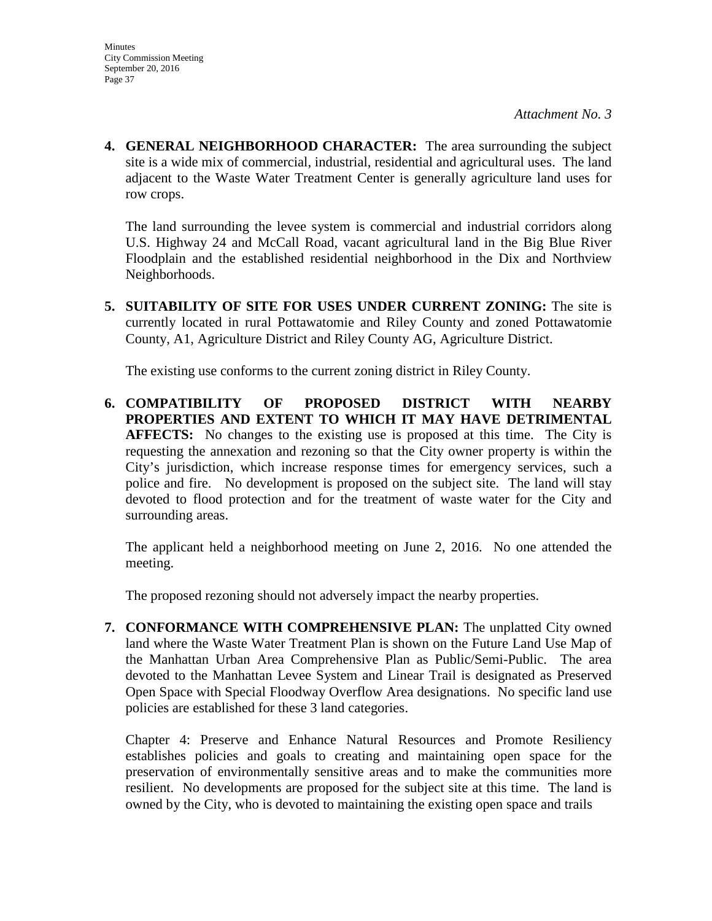*Attachment No. 3*

**4. GENERAL NEIGHBORHOOD CHARACTER:** The area surrounding the subject site is a wide mix of commercial, industrial, residential and agricultural uses. The land adjacent to the Waste Water Treatment Center is generally agriculture land uses for row crops.

The land surrounding the levee system is commercial and industrial corridors along U.S. Highway 24 and McCall Road, vacant agricultural land in the Big Blue River Floodplain and the established residential neighborhood in the Dix and Northview Neighborhoods.

**5. SUITABILITY OF SITE FOR USES UNDER CURRENT ZONING:** The site is currently located in rural Pottawatomie and Riley County and zoned Pottawatomie County, A1, Agriculture District and Riley County AG, Agriculture District.

The existing use conforms to the current zoning district in Riley County.

**6. COMPATIBILITY OF PROPOSED DISTRICT WITH NEARBY PROPERTIES AND EXTENT TO WHICH IT MAY HAVE DETRIMENTAL AFFECTS:** No changes to the existing use is proposed at this time. The City is requesting the annexation and rezoning so that the City owner property is within the City's jurisdiction, which increase response times for emergency services, such a police and fire. No development is proposed on the subject site. The land will stay devoted to flood protection and for the treatment of waste water for the City and surrounding areas.

The applicant held a neighborhood meeting on June 2, 2016. No one attended the meeting.

The proposed rezoning should not adversely impact the nearby properties.

**7. CONFORMANCE WITH COMPREHENSIVE PLAN:** The unplatted City owned land where the Waste Water Treatment Plan is shown on the Future Land Use Map of the Manhattan Urban Area Comprehensive Plan as Public/Semi-Public. The area devoted to the Manhattan Levee System and Linear Trail is designated as Preserved Open Space with Special Floodway Overflow Area designations. No specific land use policies are established for these 3 land categories.

Chapter 4: Preserve and Enhance Natural Resources and Promote Resiliency establishes policies and goals to creating and maintaining open space for the preservation of environmentally sensitive areas and to make the communities more resilient. No developments are proposed for the subject site at this time. The land is owned by the City, who is devoted to maintaining the existing open space and trails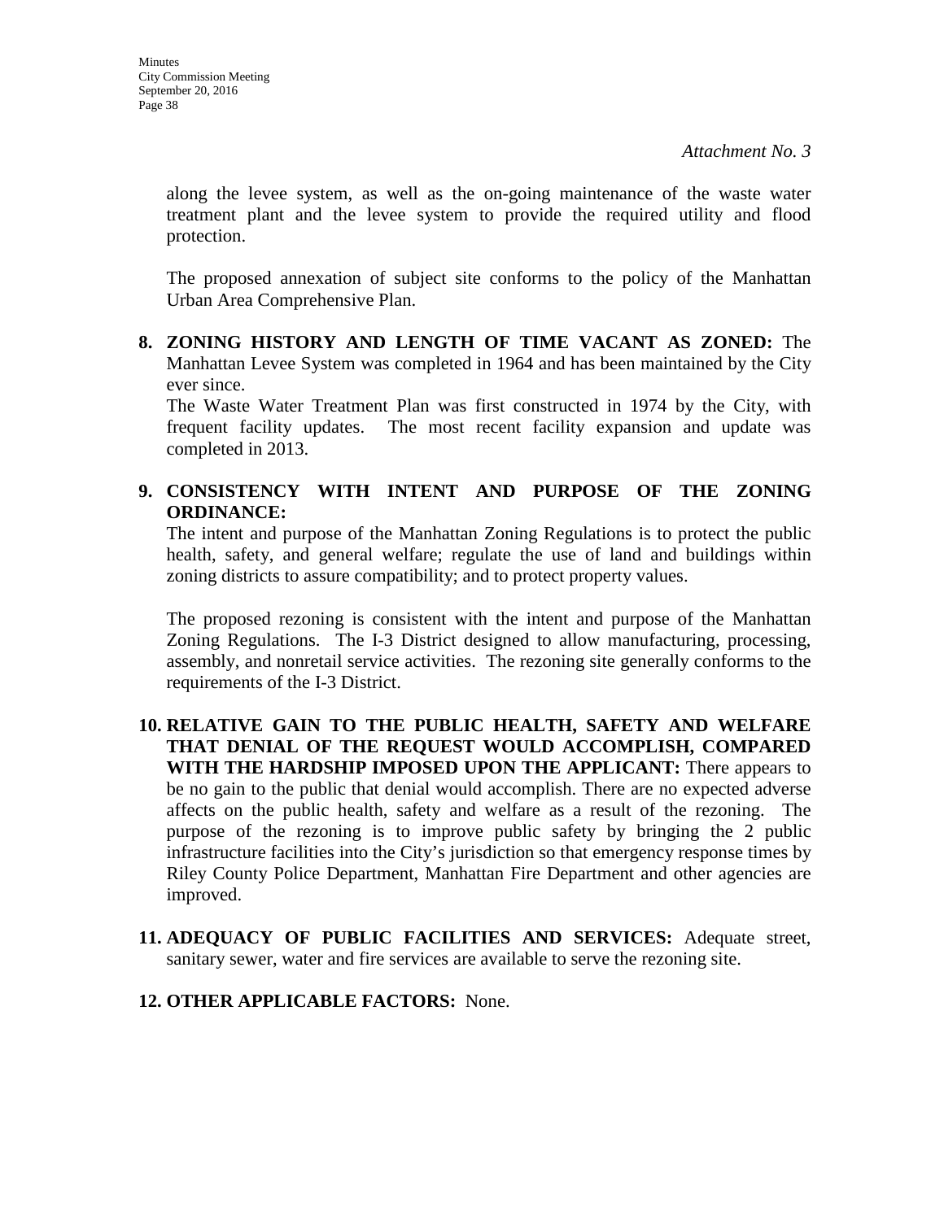*Attachment No. 3*

along the levee system, as well as the on-going maintenance of the waste water treatment plant and the levee system to provide the required utility and flood protection.

The proposed annexation of subject site conforms to the policy of the Manhattan Urban Area Comprehensive Plan.

**8. ZONING HISTORY AND LENGTH OF TIME VACANT AS ZONED:** The Manhattan Levee System was completed in 1964 and has been maintained by the City ever since.

The Waste Water Treatment Plan was first constructed in 1974 by the City, with frequent facility updates. The most recent facility expansion and update was completed in 2013.

**9. CONSISTENCY WITH INTENT AND PURPOSE OF THE ZONING ORDINANCE:**

The intent and purpose of the Manhattan Zoning Regulations is to protect the public health, safety, and general welfare; regulate the use of land and buildings within zoning districts to assure compatibility; and to protect property values.

The proposed rezoning is consistent with the intent and purpose of the Manhattan Zoning Regulations. The I-3 District designed to allow manufacturing, processing, assembly, and nonretail service activities. The rezoning site generally conforms to the requirements of the I-3 District.

**10. RELATIVE GAIN TO THE PUBLIC HEALTH, SAFETY AND WELFARE THAT DENIAL OF THE REQUEST WOULD ACCOMPLISH, COMPARED WITH THE HARDSHIP IMPOSED UPON THE APPLICANT:** There appears to be no gain to the public that denial would accomplish. There are no expected adverse affects on the public health, safety and welfare as a result of the rezoning. The purpose of the rezoning is to improve public safety by bringing the 2 public infrastructure facilities into the City's jurisdiction so that emergency response times by Riley County Police Department, Manhattan Fire Department and other agencies are improved.

**11. ADEQUACY OF PUBLIC FACILITIES AND SERVICES:** Adequate street, sanitary sewer, water and fire services are available to serve the rezoning site.

**12. OTHER APPLICABLE FACTORS:** None.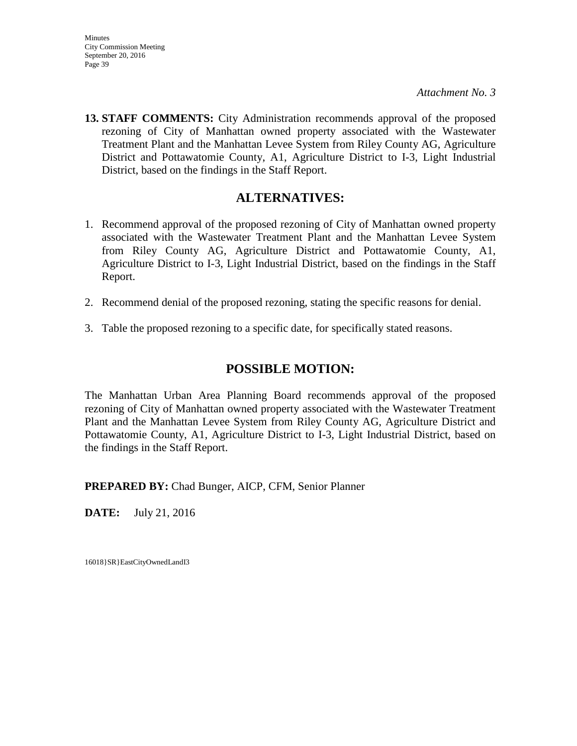*Attachment No. 3*

13. **STAFF COMMENTS:** City Administration recommends approval of the proposed rezoning of City of Manhattan owned property associated with the Wastewater Treatment Plant and the Manhattan Levee System from Riley County AG, Agriculture District and Pottawatomie County, A1, Agriculture District to I-3, Light Industrial District, based on the findings in the Staff Report.

## ALTERNATIVES:

1. Recommend approval of the proposed rezoning of City of Manhattan owned property associated with the Wastewater Treatment Plant and the Manhattan Levee System from Riley County AG, Agriculture District and Pottawatomie County, A1, Agriculture District to I-3, Light Industrial District, based on the findings in the Staff Report.

2. Recommend denial of the proposed rezoning, stating the specific reasons for denial.

3. Table the proposed rezoning to a specific date, for specifically stated reasons.

## POSSIBLE MOTION:

The Manhattan Urban Area Planning Board recommends approval of the proposed rezoning of City of Manhattan owned property associated with the Wastewater Treatment Plant and the Manhattan Levee System from Riley County AG, Agriculture District and Pottawatomie County, A1, Agriculture District to I-3, Light Industrial District, based on the findings in the Staff Report.

**PREPARED BY:** Chad Bunger, AICP, CFM, Senior Planner

**DATE:** July 21, 2016

16018}SR}EastCityOwnedLandI3